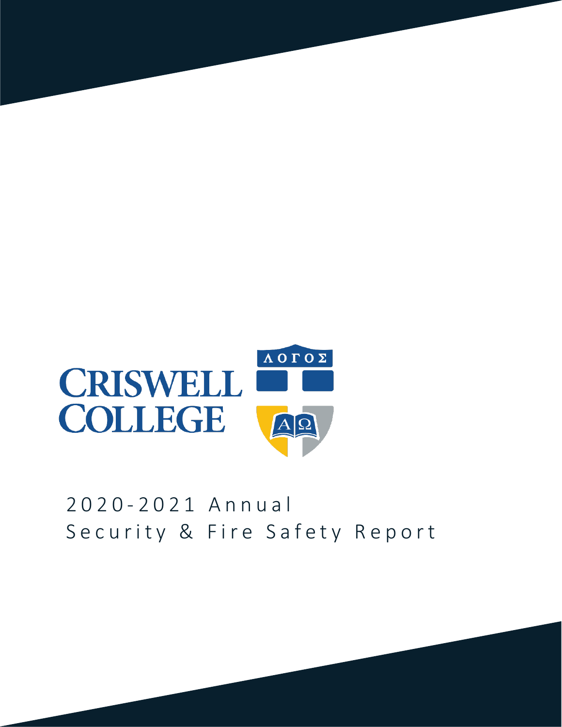CRISWELL COLLEGE

# 2020-2021 Annual Security & Fire Safety Report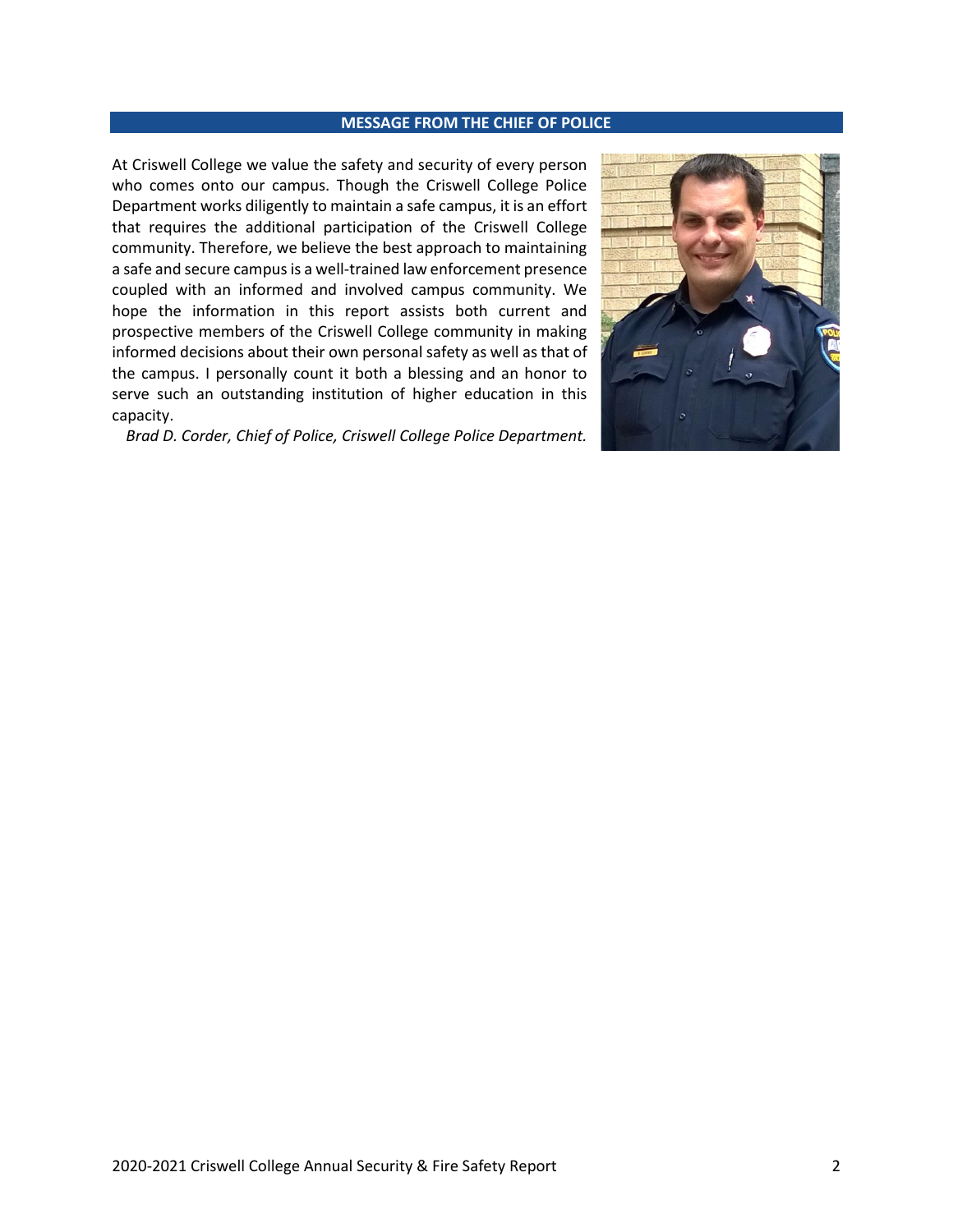## MESSAGE FROM THE CHIEF OF POLICE

At Criswell College we value the safety and security of every person who comes onto our campus. Though the Criswell College Police Department works diligently to maintain a safe campus, it is an effort that requires the additional participation of the Criswell College community. Therefore, we believe the best approach to maintaining a safe and secure campus is a well-trained law enforcement presence coupled with an informed and involved campus community. We hope the information in this report assists both current and prospective members of the Criswell College community in making informed decisions about their own personal safety as well as that of the campus. I personally count it both a blessing and an honor to serve such an outstanding institution of higher education in this capacity.

*Brad D. Corder, Chief of Police, Criswell College Police Department.*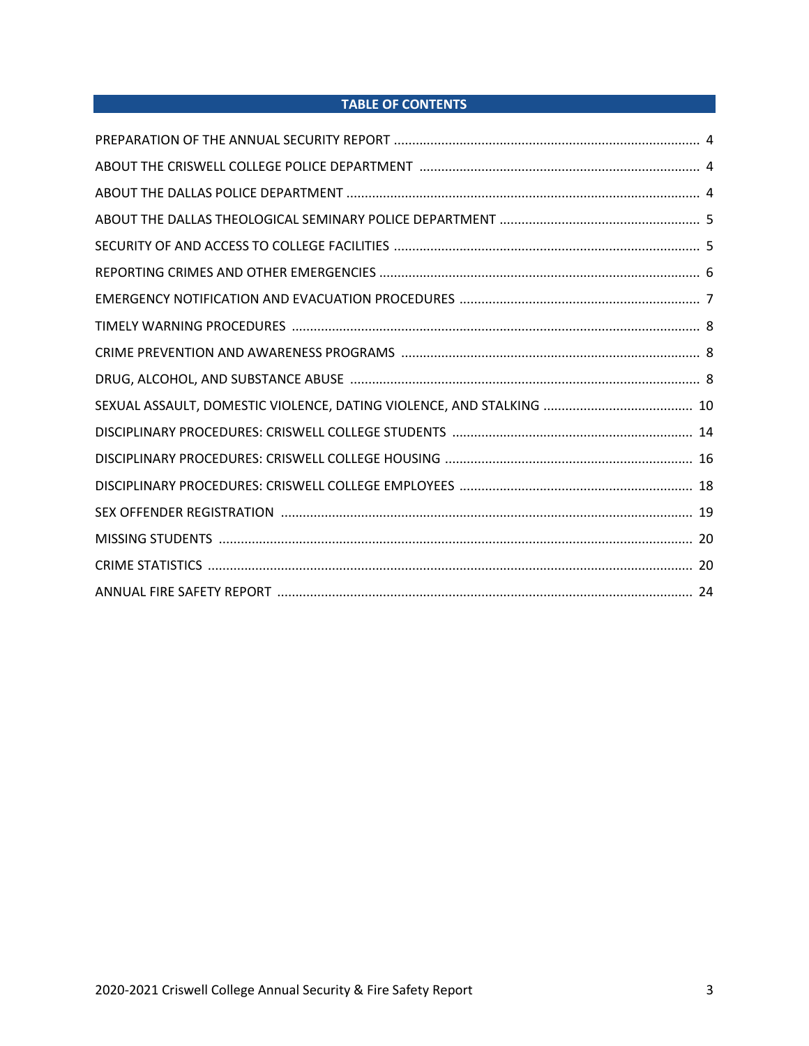## TABLE OF CONTENTS

| | |
|---|---|
| PREPARATION OF THE ANNUAL SECURITY REPORT | 4 |
| ABOUT THE CRISWELL COLLEGE POLICE DEPARTMENT | 4 |
| ABOUT THE DALLAS POLICE DEPARTMENT | 4 |
| ABOUT THE DALLAS THEOLOGICAL SEMINARY POLICE DEPARTMENT | 5 |
| SECURITY OF AND ACCESS TO COLLEGE FACILITIES | 5 |
| REPORTING CRIMES AND OTHER EMERGENCIES | 6 |
| EMERGENCY NOTIFICATION AND EVACUATION PROCEDURES | 7 |
| TIMELY WARNING PROCEDURES | 8 |
| CRIME PREVENTION AND AWARENESS PROGRAMS | 8 |
| DRUG, ALCOHOL, AND SUBSTANCE ABUSE | 8 |
| SEXUAL ASSAULT, DOMESTIC VIOLENCE, DATING VIOLENCE, AND STALKING | 10 |
| DISCIPLINARY PROCEDURES: CRISWELL COLLEGE STUDENTS | 14 |
| DISCIPLINARY PROCEDURES: CRISWELL COLLEGE HOUSING | 16 |
| DISCIPLINARY PROCEDURES: CRISWELL COLLEGE EMPLOYEES | 18 |
| SEX OFFENDER REGISTRATION | 19 |
| MISSING STUDENTS | 20 |
| CRIME STATISTICS | 20 |
| ANNUAL FIRE SAFETY REPORT | 24 |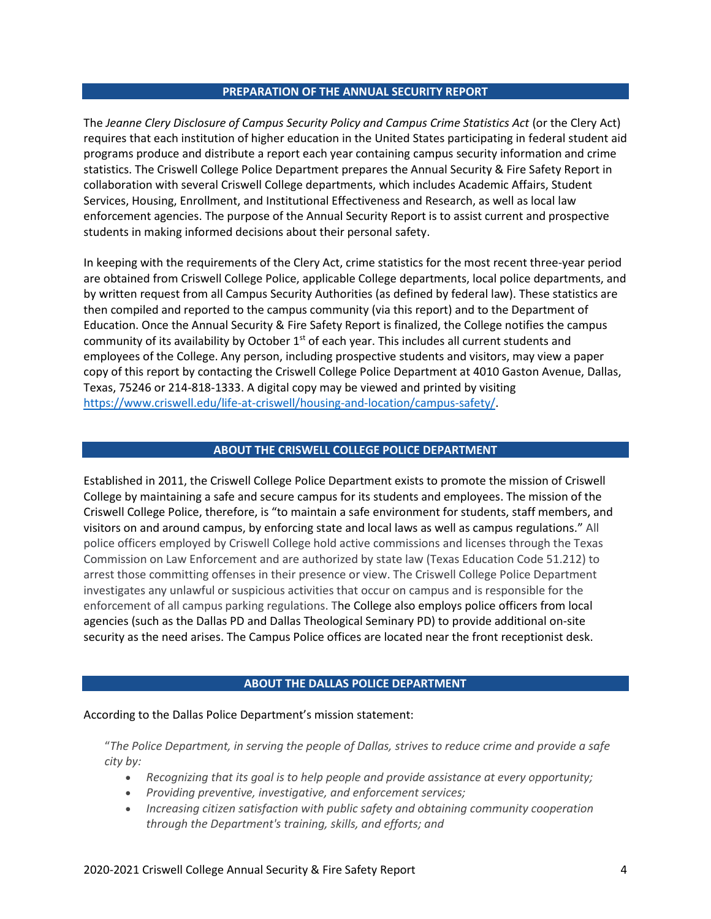## PREPARATION OF THE ANNUAL SECURITY REPORT

The *Jeanne Clery Disclosure of Campus Security Policy and Campus Crime Statistics Act* (or the Clery Act) requires that each institution of higher education in the United States participating in federal student aid programs produce and distribute a report each year containing campus security information and crime statistics. The Criswell College Police Department prepares the Annual Security & Fire Safety Report in collaboration with several Criswell College departments, which includes Academic Affairs, Student Services, Housing, Enrollment, and Institutional Effectiveness and Research, as well as local law enforcement agencies. The purpose of the Annual Security Report is to assist current and prospective students in making informed decisions about their personal safety.

In keeping with the requirements of the Clery Act, crime statistics for the most recent three-year period are obtained from Criswell College Police, applicable College departments, local police departments, and by written request from all Campus Security Authorities (as defined by federal law). These statistics are then compiled and reported to the campus community (via this report) and to the Department of Education. Once the Annual Security & Fire Safety Report is finalized, the College notifies the campus community of its availability by October 1st of each year. This includes all current students and employees of the College. Any person, including prospective students and visitors, may view a paper copy of this report by contacting the Criswell College Police Department at 4010 Gaston Avenue, Dallas, Texas, 75246 or 214-818-1333. A digital copy may be viewed and printed by visiting https://www.criswell.edu/life-at-criswell/housing-and-location/campus-safety/.

## ABOUT THE CRISWELL COLLEGE POLICE DEPARTMENT

Established in 2011, the Criswell College Police Department exists to promote the mission of Criswell College by maintaining a safe and secure campus for its students and employees. The mission of the Criswell College Police, therefore, is "to maintain a safe environment for students, staff members, and visitors on and around campus, by enforcing state and local laws as well as campus regulations." All police officers employed by Criswell College hold active commissions and licenses through the Texas Commission on Law Enforcement and are authorized by state law (Texas Education Code 51.212) to arrest those committing offenses in their presence or view. The Criswell College Police Department investigates any unlawful or suspicious activities that occur on campus and is responsible for the enforcement of all campus parking regulations. The College also employs police officers from local agencies (such as the Dallas PD and Dallas Theological Seminary PD) to provide additional on-site security as the need arises. The Campus Police offices are located near the front receptionist desk.

## ABOUT THE DALLAS POLICE DEPARTMENT

According to the Dallas Police Department's mission statement:

> "*The Police Department, in serving the people of Dallas, strives to reduce crime and provide a safe city by:*
>
> - *Recognizing that its goal is to help people and provide assistance at every opportunity;*
> - *Providing preventive, investigative, and enforcement services;*
> - *Increasing citizen satisfaction with public safety and obtaining community cooperation through the Department's training, skills, and efforts; and*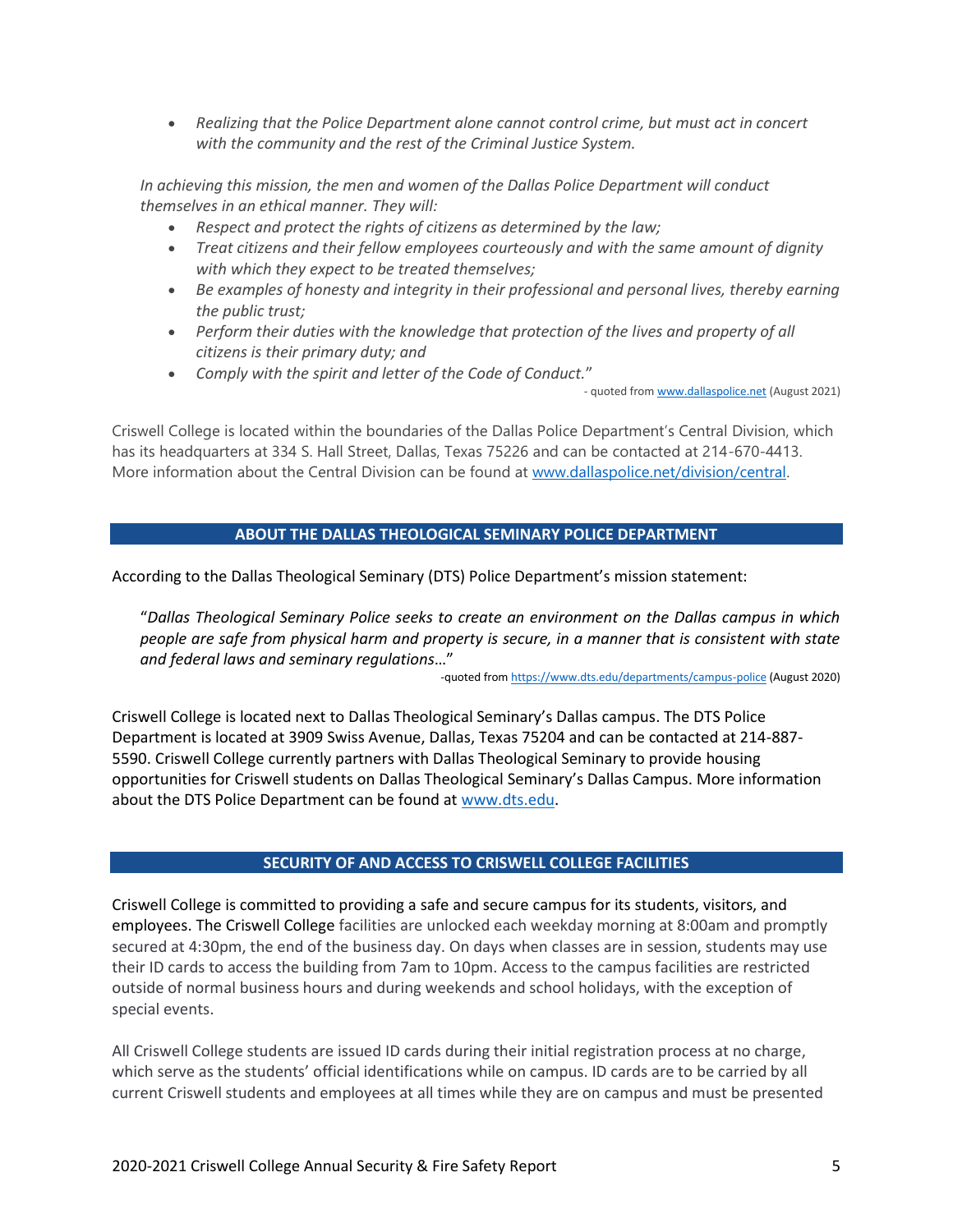- *Realizing that the Police Department alone cannot control crime, but must act in concert with the community and the rest of the Criminal Justice System.*

*In achieving this mission, the men and women of the Dallas Police Department will conduct themselves in an ethical manner. They will:*

- *Respect and protect the rights of citizens as determined by the law;*
- *Treat citizens and their fellow employees courteously and with the same amount of dignity with which they expect to be treated themselves;*
- *Be examples of honesty and integrity in their professional and personal lives, thereby earning the public trust;*
- *Perform their duties with the knowledge that protection of the lives and property of all citizens is their primary duty; and*
- *Comply with the spirit and letter of the Code of Conduct.*"

- quoted from www.dallaspolice.net (August 2021)

Criswell College is located within the boundaries of the Dallas Police Department's Central Division, which has its headquarters at 334 S. Hall Street, Dallas, Texas 75226 and can be contacted at 214-670-4413. More information about the Central Division can be found at www.dallaspolice.net/division/central.

## ABOUT THE DALLAS THEOLOGICAL SEMINARY POLICE DEPARTMENT

According to the Dallas Theological Seminary (DTS) Police Department's mission statement:

"*Dallas Theological Seminary Police seeks to create an environment on the Dallas campus in which people are safe from physical harm and property is secure, in a manner that is consistent with state and federal laws and seminary regulations*…"

-quoted from https://www.dts.edu/departments/campus-police (August 2020)

Criswell College is located next to Dallas Theological Seminary's Dallas campus. The DTS Police Department is located at 3909 Swiss Avenue, Dallas, Texas 75204 and can be contacted at 214-887-5590. Criswell College currently partners with Dallas Theological Seminary to provide housing opportunities for Criswell students on Dallas Theological Seminary's Dallas Campus. More information about the DTS Police Department can be found at www.dts.edu.

## SECURITY OF AND ACCESS TO CRISWELL COLLEGE FACILITIES

Criswell College is committed to providing a safe and secure campus for its students, visitors, and employees. The Criswell College facilities are unlocked each weekday morning at 8:00am and promptly secured at 4:30pm, the end of the business day. On days when classes are in session, students may use their ID cards to access the building from 7am to 10pm. Access to the campus facilities are restricted outside of normal business hours and during weekends and school holidays, with the exception of special events.

All Criswell College students are issued ID cards during their initial registration process at no charge, which serve as the students' official identifications while on campus. ID cards are to be carried by all current Criswell students and employees at all times while they are on campus and must be presented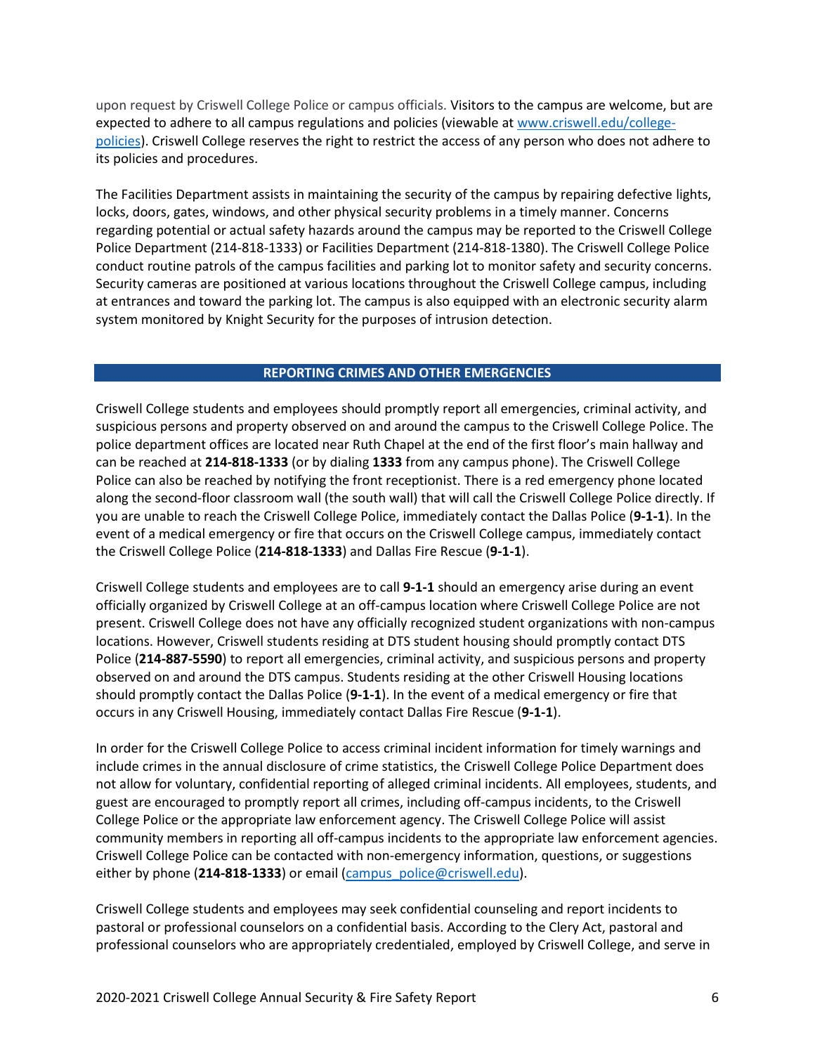upon request by Criswell College Police or campus officials. Visitors to the campus are welcome, but are expected to adhere to all campus regulations and policies (viewable at [www.criswell.edu/college-policies](www.criswell.edu/college-policies)). Criswell College reserves the right to restrict the access of any person who does not adhere to its policies and procedures.

The Facilities Department assists in maintaining the security of the campus by repairing defective lights, locks, doors, gates, windows, and other physical security problems in a timely manner. Concerns regarding potential or actual safety hazards around the campus may be reported to the Criswell College Police Department (214-818-1333) or Facilities Department (214-818-1380). The Criswell College Police conduct routine patrols of the campus facilities and parking lot to monitor safety and security concerns. Security cameras are positioned at various locations throughout the Criswell College campus, including at entrances and toward the parking lot. The campus is also equipped with an electronic security alarm system monitored by Knight Security for the purposes of intrusion detection.

## REPORTING CRIMES AND OTHER EMERGENCIES

Criswell College students and employees should promptly report all emergencies, criminal activity, and suspicious persons and property observed on and around the campus to the Criswell College Police. The police department offices are located near Ruth Chapel at the end of the first floor's main hallway and can be reached at **214-818-1333** (or by dialing **1333** from any campus phone). The Criswell College Police can also be reached by notifying the front receptionist. There is a red emergency phone located along the second-floor classroom wall (the south wall) that will call the Criswell College Police directly. If you are unable to reach the Criswell College Police, immediately contact the Dallas Police (**9-1-1**). In the event of a medical emergency or fire that occurs on the Criswell College campus, immediately contact the Criswell College Police (**214-818-1333**) and Dallas Fire Rescue (**9-1-1**).

Criswell College students and employees are to call **9-1-1** should an emergency arise during an event officially organized by Criswell College at an off-campus location where Criswell College Police are not present. Criswell College does not have any officially recognized student organizations with non-campus locations. However, Criswell students residing at DTS student housing should promptly contact DTS Police (**214-887-5590**) to report all emergencies, criminal activity, and suspicious persons and property observed on and around the DTS campus. Students residing at the other Criswell Housing locations should promptly contact the Dallas Police (**9-1-1**). In the event of a medical emergency or fire that occurs in any Criswell Housing, immediately contact Dallas Fire Rescue (**9-1-1**).

In order for the Criswell College Police to access criminal incident information for timely warnings and include crimes in the annual disclosure of crime statistics, the Criswell College Police Department does not allow for voluntary, confidential reporting of alleged criminal incidents. All employees, students, and guest are encouraged to promptly report all crimes, including off-campus incidents, to the Criswell College Police or the appropriate law enforcement agency. The Criswell College Police will assist community members in reporting all off-campus incidents to the appropriate law enforcement agencies. Criswell College Police can be contacted with non-emergency information, questions, or suggestions either by phone (**214-818-1333**) or email ([campus_police@criswell.edu](mailto:campus_police@criswell.edu)).

Criswell College students and employees may seek confidential counseling and report incidents to pastoral or professional counselors on a confidential basis. According to the Clery Act, pastoral and professional counselors who are appropriately credentialed, employed by Criswell College, and serve in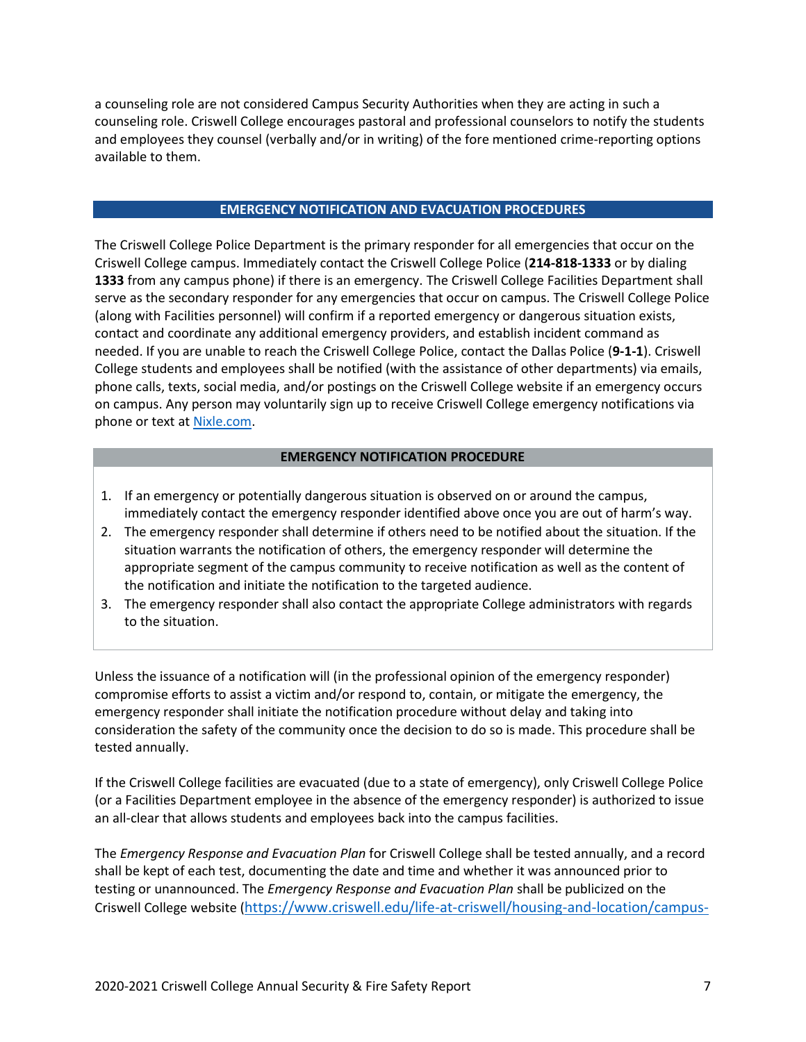a counseling role are not considered Campus Security Authorities when they are acting in such a counseling role. Criswell College encourages pastoral and professional counselors to notify the students and employees they counsel (verbally and/or in writing) of the fore mentioned crime-reporting options available to them.

## EMERGENCY NOTIFICATION AND EVACUATION PROCEDURES

The Criswell College Police Department is the primary responder for all emergencies that occur on the Criswell College campus. Immediately contact the Criswell College Police (**214-818-1333** or by dialing **1333** from any campus phone) if there is an emergency. The Criswell College Facilities Department shall serve as the secondary responder for any emergencies that occur on campus. The Criswell College Police (along with Facilities personnel) will confirm if a reported emergency or dangerous situation exists, contact and coordinate any additional emergency providers, and establish incident command as needed. If you are unable to reach the Criswell College Police, contact the Dallas Police (**9-1-1**). Criswell College students and employees shall be notified (with the assistance of other departments) via emails, phone calls, texts, social media, and/or postings on the Criswell College website if an emergency occurs on campus. Any person may voluntarily sign up to receive Criswell College emergency notifications via phone or text at [Nixle.com](Nixle.com).

### EMERGENCY NOTIFICATION PROCEDURE

1. If an emergency or potentially dangerous situation is observed on or around the campus, immediately contact the emergency responder identified above once you are out of harm's way.
2. The emergency responder shall determine if others need to be notified about the situation. If the situation warrants the notification of others, the emergency responder will determine the appropriate segment of the campus community to receive notification as well as the content of the notification and initiate the notification to the targeted audience.
3. The emergency responder shall also contact the appropriate College administrators with regards to the situation.

Unless the issuance of a notification will (in the professional opinion of the emergency responder) compromise efforts to assist a victim and/or respond to, contain, or mitigate the emergency, the emergency responder shall initiate the notification procedure without delay and taking into consideration the safety of the community once the decision to do so is made. This procedure shall be tested annually.

If the Criswell College facilities are evacuated (due to a state of emergency), only Criswell College Police (or a Facilities Department employee in the absence of the emergency responder) is authorized to issue an all-clear that allows students and employees back into the campus facilities.

The *Emergency Response and Evacuation Plan* for Criswell College shall be tested annually, and a record shall be kept of each test, documenting the date and time and whether it was announced prior to testing or unannounced. The *Emergency Response and Evacuation Plan* shall be publicized on the Criswell College website (https://www.criswell.edu/life-at-criswell/housing-and-location/campus-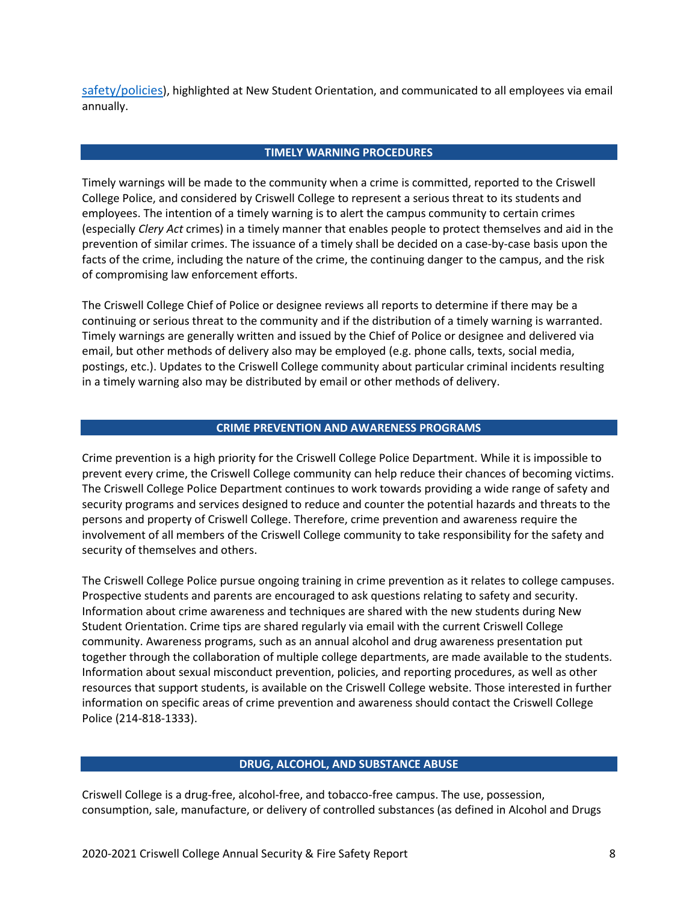safety/policies), highlighted at New Student Orientation, and communicated to all employees via email annually.

## TIMELY WARNING PROCEDURES

Timely warnings will be made to the community when a crime is committed, reported to the Criswell College Police, and considered by Criswell College to represent a serious threat to its students and employees. The intention of a timely warning is to alert the campus community to certain crimes (especially *Clery Act* crimes) in a timely manner that enables people to protect themselves and aid in the prevention of similar crimes. The issuance of a timely shall be decided on a case-by-case basis upon the facts of the crime, including the nature of the crime, the continuing danger to the campus, and the risk of compromising law enforcement efforts.

The Criswell College Chief of Police or designee reviews all reports to determine if there may be a continuing or serious threat to the community and if the distribution of a timely warning is warranted. Timely warnings are generally written and issued by the Chief of Police or designee and delivered via email, but other methods of delivery also may be employed (e.g. phone calls, texts, social media, postings, etc.). Updates to the Criswell College community about particular criminal incidents resulting in a timely warning also may be distributed by email or other methods of delivery.

## CRIME PREVENTION AND AWARENESS PROGRAMS

Crime prevention is a high priority for the Criswell College Police Department. While it is impossible to prevent every crime, the Criswell College community can help reduce their chances of becoming victims. The Criswell College Police Department continues to work towards providing a wide range of safety and security programs and services designed to reduce and counter the potential hazards and threats to the persons and property of Criswell College. Therefore, crime prevention and awareness require the involvement of all members of the Criswell College community to take responsibility for the safety and security of themselves and others.

The Criswell College Police pursue ongoing training in crime prevention as it relates to college campuses. Prospective students and parents are encouraged to ask questions relating to safety and security. Information about crime awareness and techniques are shared with the new students during New Student Orientation. Crime tips are shared regularly via email with the current Criswell College community. Awareness programs, such as an annual alcohol and drug awareness presentation put together through the collaboration of multiple college departments, are made available to the students. Information about sexual misconduct prevention, policies, and reporting procedures, as well as other resources that support students, is available on the Criswell College website. Those interested in further information on specific areas of crime prevention and awareness should contact the Criswell College Police (214-818-1333).

## DRUG, ALCOHOL, AND SUBSTANCE ABUSE

Criswell College is a drug-free, alcohol-free, and tobacco-free campus. The use, possession, consumption, sale, manufacture, or delivery of controlled substances (as defined in Alcohol and Drugs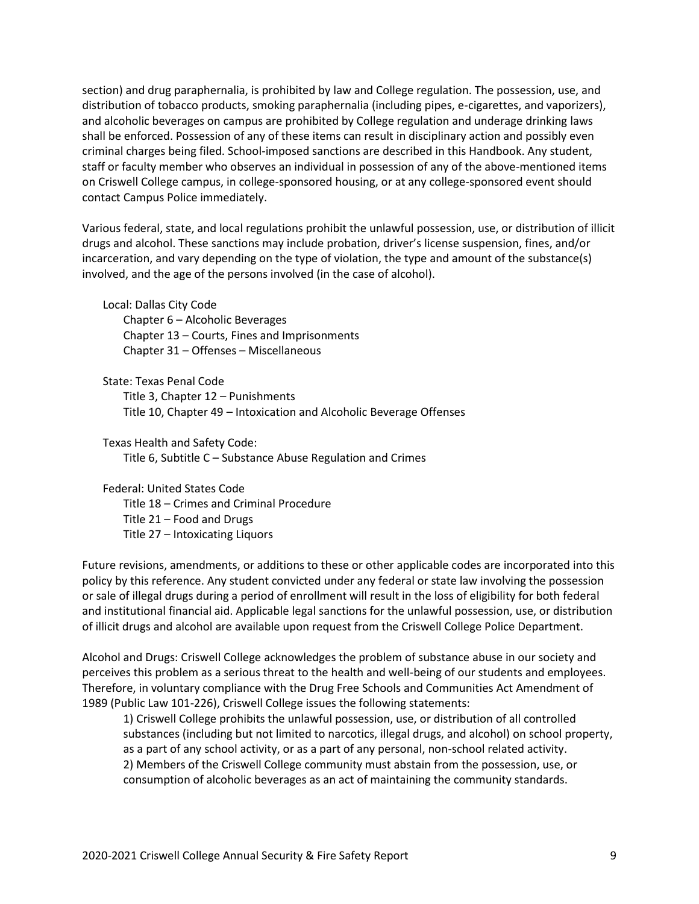section) and drug paraphernalia, is prohibited by law and College regulation. The possession, use, and distribution of tobacco products, smoking paraphernalia (including pipes, e-cigarettes, and vaporizers), and alcoholic beverages on campus are prohibited by College regulation and underage drinking laws shall be enforced. Possession of any of these items can result in disciplinary action and possibly even criminal charges being filed. School-imposed sanctions are described in this Handbook. Any student, staff or faculty member who observes an individual in possession of any of the above-mentioned items on Criswell College campus, in college-sponsored housing, or at any college-sponsored event should contact Campus Police immediately.

Various federal, state, and local regulations prohibit the unlawful possession, use, or distribution of illicit drugs and alcohol. These sanctions may include probation, driver's license suspension, fines, and/or incarceration, and vary depending on the type of violation, the type and amount of the substance(s) involved, and the age of the persons involved (in the case of alcohol).

Local: Dallas City Code
- Chapter 6 – Alcoholic Beverages
- Chapter 13 – Courts, Fines and Imprisonments
- Chapter 31 – Offenses – Miscellaneous

State: Texas Penal Code
- Title 3, Chapter 12 – Punishments
- Title 10, Chapter 49 – Intoxication and Alcoholic Beverage Offenses

Texas Health and Safety Code:
- Title 6, Subtitle C – Substance Abuse Regulation and Crimes

Federal: United States Code
- Title 18 – Crimes and Criminal Procedure
- Title 21 – Food and Drugs
- Title 27 – Intoxicating Liquors

Future revisions, amendments, or additions to these or other applicable codes are incorporated into this policy by this reference. Any student convicted under any federal or state law involving the possession or sale of illegal drugs during a period of enrollment will result in the loss of eligibility for both federal and institutional financial aid. Applicable legal sanctions for the unlawful possession, use, or distribution of illicit drugs and alcohol are available upon request from the Criswell College Police Department.

Alcohol and Drugs: Criswell College acknowledges the problem of substance abuse in our society and perceives this problem as a serious threat to the health and well-being of our students and employees. Therefore, in voluntary compliance with the Drug Free Schools and Communities Act Amendment of 1989 (Public Law 101-226), Criswell College issues the following statements:

1) Criswell College prohibits the unlawful possession, use, or distribution of all controlled substances (including but not limited to narcotics, illegal drugs, and alcohol) on school property, as a part of any school activity, or as a part of any personal, non-school related activity.
2) Members of the Criswell College community must abstain from the possession, use, or consumption of alcoholic beverages as an act of maintaining the community standards.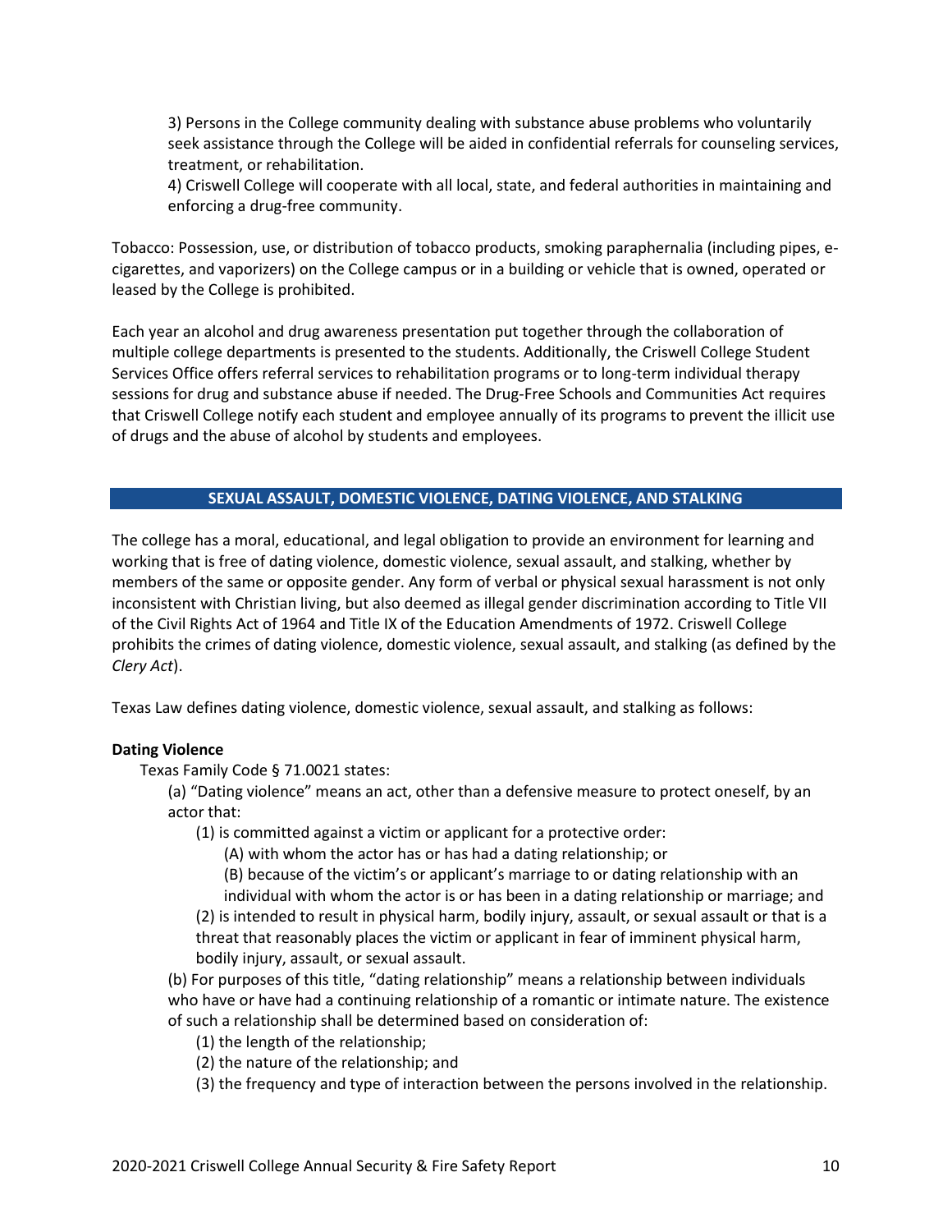3) Persons in the College community dealing with substance abuse problems who voluntarily seek assistance through the College will be aided in confidential referrals for counseling services, treatment, or rehabilitation.

4) Criswell College will cooperate with all local, state, and federal authorities in maintaining and enforcing a drug-free community.

Tobacco: Possession, use, or distribution of tobacco products, smoking paraphernalia (including pipes, e-cigarettes, and vaporizers) on the College campus or in a building or vehicle that is owned, operated or leased by the College is prohibited.

Each year an alcohol and drug awareness presentation put together through the collaboration of multiple college departments is presented to the students. Additionally, the Criswell College Student Services Office offers referral services to rehabilitation programs or to long-term individual therapy sessions for drug and substance abuse if needed. The Drug-Free Schools and Communities Act requires that Criswell College notify each student and employee annually of its programs to prevent the illicit use of drugs and the abuse of alcohol by students and employees.

## SEXUAL ASSAULT, DOMESTIC VIOLENCE, DATING VIOLENCE, AND STALKING

The college has a moral, educational, and legal obligation to provide an environment for learning and working that is free of dating violence, domestic violence, sexual assault, and stalking, whether by members of the same or opposite gender. Any form of verbal or physical sexual harassment is not only inconsistent with Christian living, but also deemed as illegal gender discrimination according to Title VII of the Civil Rights Act of 1964 and Title IX of the Education Amendments of 1972. Criswell College prohibits the crimes of dating violence, domestic violence, sexual assault, and stalking (as defined by the *Clery Act*).

Texas Law defines dating violence, domestic violence, sexual assault, and stalking as follows:

**Dating Violence**

Texas Family Code § 71.0021 states:

(a) "Dating violence" means an act, other than a defensive measure to protect oneself, by an actor that:

(1) is committed against a victim or applicant for a protective order:

(A) with whom the actor has or has had a dating relationship; or

(B) because of the victim's or applicant's marriage to or dating relationship with an individual with whom the actor is or has been in a dating relationship or marriage; and

(2) is intended to result in physical harm, bodily injury, assault, or sexual assault or that is a threat that reasonably places the victim or applicant in fear of imminent physical harm, bodily injury, assault, or sexual assault.

(b) For purposes of this title, "dating relationship" means a relationship between individuals who have or have had a continuing relationship of a romantic or intimate nature. The existence of such a relationship shall be determined based on consideration of:

(1) the length of the relationship;

(2) the nature of the relationship; and

(3) the frequency and type of interaction between the persons involved in the relationship.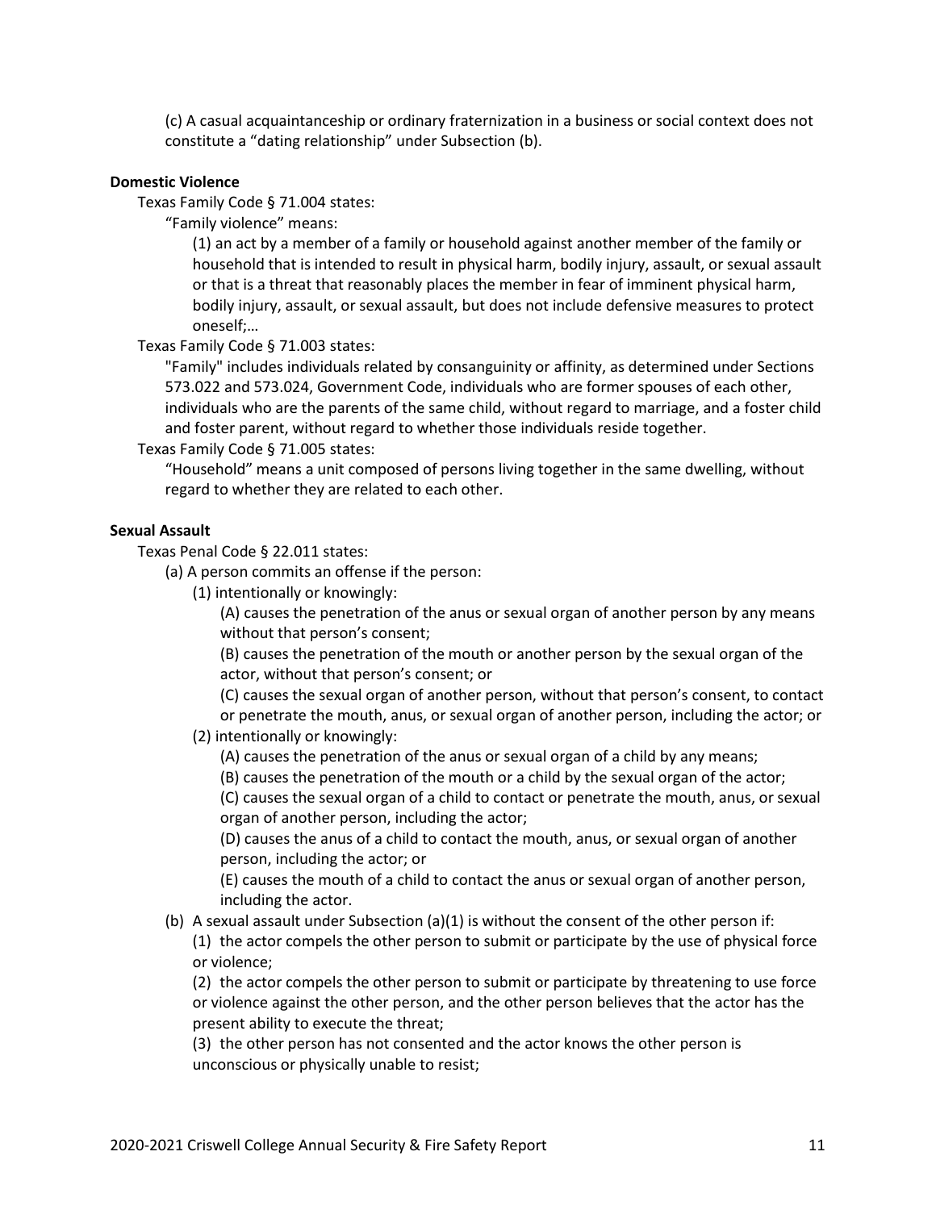(c) A casual acquaintanceship or ordinary fraternization in a business or social context does not constitute a "dating relationship" under Subsection (b).

**Domestic Violence**

Texas Family Code § 71.004 states:

"Family violence" means:

(1) an act by a member of a family or household against another member of the family or household that is intended to result in physical harm, bodily injury, assault, or sexual assault or that is a threat that reasonably places the member in fear of imminent physical harm, bodily injury, assault, or sexual assault, but does not include defensive measures to protect oneself;…

Texas Family Code § 71.003 states:

"Family" includes individuals related by consanguinity or affinity, as determined under Sections 573.022 and 573.024, Government Code, individuals who are former spouses of each other, individuals who are the parents of the same child, without regard to marriage, and a foster child and foster parent, without regard to whether those individuals reside together.

Texas Family Code § 71.005 states:

"Household" means a unit composed of persons living together in the same dwelling, without regard to whether they are related to each other.

**Sexual Assault**

Texas Penal Code § 22.011 states:

(a) A person commits an offense if the person:

(1) intentionally or knowingly:

(A) causes the penetration of the anus or sexual organ of another person by any means without that person's consent;

(B) causes the penetration of the mouth or another person by the sexual organ of the actor, without that person's consent; or

(C) causes the sexual organ of another person, without that person's consent, to contact or penetrate the mouth, anus, or sexual organ of another person, including the actor; or

(2) intentionally or knowingly:

(A) causes the penetration of the anus or sexual organ of a child by any means;

(B) causes the penetration of the mouth or a child by the sexual organ of the actor;

(C) causes the sexual organ of a child to contact or penetrate the mouth, anus, or sexual organ of another person, including the actor;

(D) causes the anus of a child to contact the mouth, anus, or sexual organ of another person, including the actor; or

(E) causes the mouth of a child to contact the anus or sexual organ of another person, including the actor.

(b) A sexual assault under Subsection (a)(1) is without the consent of the other person if:

(1) the actor compels the other person to submit or participate by the use of physical force or violence;

(2) the actor compels the other person to submit or participate by threatening to use force or violence against the other person, and the other person believes that the actor has the present ability to execute the threat;

(3) the other person has not consented and the actor knows the other person is unconscious or physically unable to resist;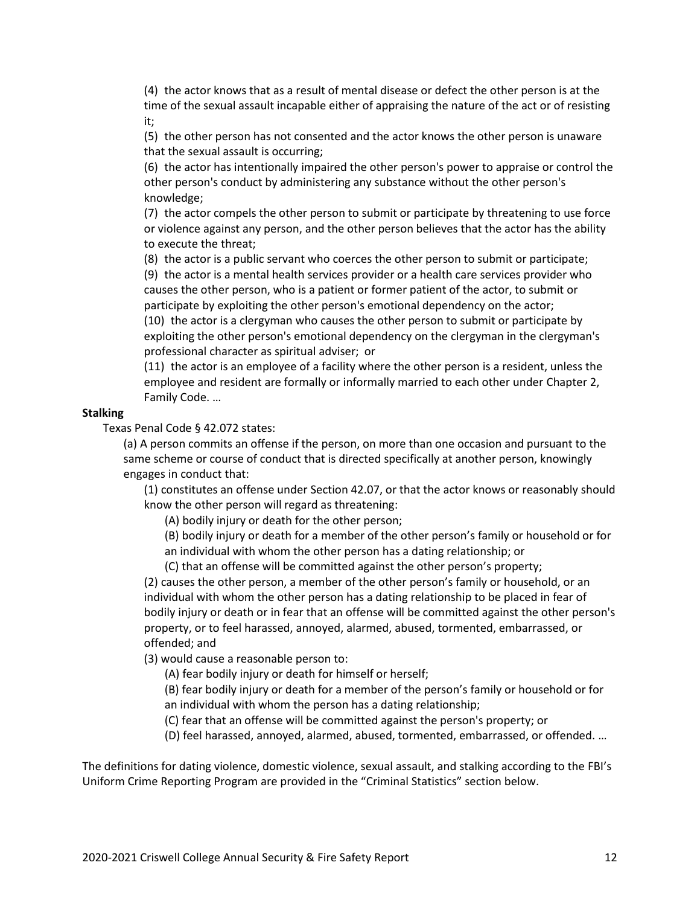(4) the actor knows that as a result of mental disease or defect the other person is at the time of the sexual assault incapable either of appraising the nature of the act or of resisting it;

(5) the other person has not consented and the actor knows the other person is unaware that the sexual assault is occurring;

(6) the actor has intentionally impaired the other person's power to appraise or control the other person's conduct by administering any substance without the other person's knowledge;

(7) the actor compels the other person to submit or participate by threatening to use force or violence against any person, and the other person believes that the actor has the ability to execute the threat;

(8) the actor is a public servant who coerces the other person to submit or participate;

(9) the actor is a mental health services provider or a health care services provider who causes the other person, who is a patient or former patient of the actor, to submit or participate by exploiting the other person's emotional dependency on the actor;

(10) the actor is a clergyman who causes the other person to submit or participate by exploiting the other person's emotional dependency on the clergyman in the clergyman's professional character as spiritual adviser; or

(11) the actor is an employee of a facility where the other person is a resident, unless the employee and resident are formally or informally married to each other under Chapter 2, Family Code. …

**Stalking**

Texas Penal Code § 42.072 states:

(a) A person commits an offense if the person, on more than one occasion and pursuant to the same scheme or course of conduct that is directed specifically at another person, knowingly engages in conduct that:

(1) constitutes an offense under Section 42.07, or that the actor knows or reasonably should know the other person will regard as threatening:

(A) bodily injury or death for the other person;

(B) bodily injury or death for a member of the other person's family or household or for an individual with whom the other person has a dating relationship; or

(C) that an offense will be committed against the other person's property;

(2) causes the other person, a member of the other person's family or household, or an individual with whom the other person has a dating relationship to be placed in fear of bodily injury or death or in fear that an offense will be committed against the other person's property, or to feel harassed, annoyed, alarmed, abused, tormented, embarrassed, or offended; and

(3) would cause a reasonable person to:

(A) fear bodily injury or death for himself or herself;

(B) fear bodily injury or death for a member of the person's family or household or for an individual with whom the person has a dating relationship;

(C) fear that an offense will be committed against the person's property; or

(D) feel harassed, annoyed, alarmed, abused, tormented, embarrassed, or offended. …

The definitions for dating violence, domestic violence, sexual assault, and stalking according to the FBI's Uniform Crime Reporting Program are provided in the "Criminal Statistics" section below.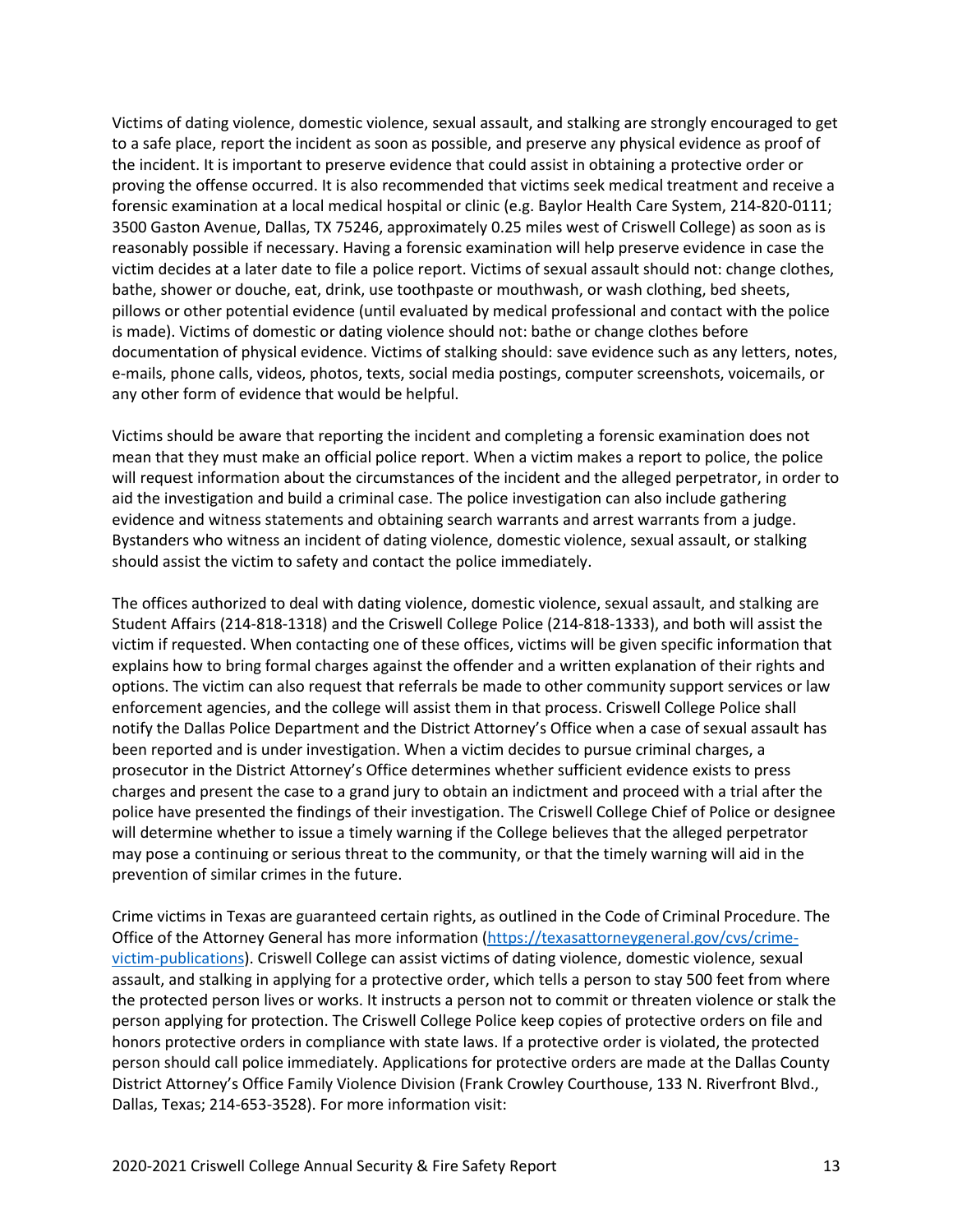Victims of dating violence, domestic violence, sexual assault, and stalking are strongly encouraged to get to a safe place, report the incident as soon as possible, and preserve any physical evidence as proof of the incident. It is important to preserve evidence that could assist in obtaining a protective order or proving the offense occurred. It is also recommended that victims seek medical treatment and receive a forensic examination at a local medical hospital or clinic (e.g. Baylor Health Care System, 214-820-0111; 3500 Gaston Avenue, Dallas, TX 75246, approximately 0.25 miles west of Criswell College) as soon as is reasonably possible if necessary. Having a forensic examination will help preserve evidence in case the victim decides at a later date to file a police report. Victims of sexual assault should not: change clothes, bathe, shower or douche, eat, drink, use toothpaste or mouthwash, or wash clothing, bed sheets, pillows or other potential evidence (until evaluated by medical professional and contact with the police is made). Victims of domestic or dating violence should not: bathe or change clothes before documentation of physical evidence. Victims of stalking should: save evidence such as any letters, notes, e-mails, phone calls, videos, photos, texts, social media postings, computer screenshots, voicemails, or any other form of evidence that would be helpful.

Victims should be aware that reporting the incident and completing a forensic examination does not mean that they must make an official police report. When a victim makes a report to police, the police will request information about the circumstances of the incident and the alleged perpetrator, in order to aid the investigation and build a criminal case. The police investigation can also include gathering evidence and witness statements and obtaining search warrants and arrest warrants from a judge. Bystanders who witness an incident of dating violence, domestic violence, sexual assault, or stalking should assist the victim to safety and contact the police immediately.

The offices authorized to deal with dating violence, domestic violence, sexual assault, and stalking are Student Affairs (214-818-1318) and the Criswell College Police (214-818-1333), and both will assist the victim if requested. When contacting one of these offices, victims will be given specific information that explains how to bring formal charges against the offender and a written explanation of their rights and options. The victim can also request that referrals be made to other community support services or law enforcement agencies, and the college will assist them in that process. Criswell College Police shall notify the Dallas Police Department and the District Attorney's Office when a case of sexual assault has been reported and is under investigation. When a victim decides to pursue criminal charges, a prosecutor in the District Attorney's Office determines whether sufficient evidence exists to press charges and present the case to a grand jury to obtain an indictment and proceed with a trial after the police have presented the findings of their investigation. The Criswell College Chief of Police or designee will determine whether to issue a timely warning if the College believes that the alleged perpetrator may pose a continuing or serious threat to the community, or that the timely warning will aid in the prevention of similar crimes in the future.

Crime victims in Texas are guaranteed certain rights, as outlined in the Code of Criminal Procedure. The Office of the Attorney General has more information (https://texasattorneygeneral.gov/cvs/crime-victim-publications). Criswell College can assist victims of dating violence, domestic violence, sexual assault, and stalking in applying for a protective order, which tells a person to stay 500 feet from where the protected person lives or works. It instructs a person not to commit or threaten violence or stalk the person applying for protection. The Criswell College Police keep copies of protective orders on file and honors protective orders in compliance with state laws. If a protective order is violated, the protected person should call police immediately. Applications for protective orders are made at the Dallas County District Attorney's Office Family Violence Division (Frank Crowley Courthouse, 133 N. Riverfront Blvd., Dallas, Texas; 214-653-3528). For more information visit: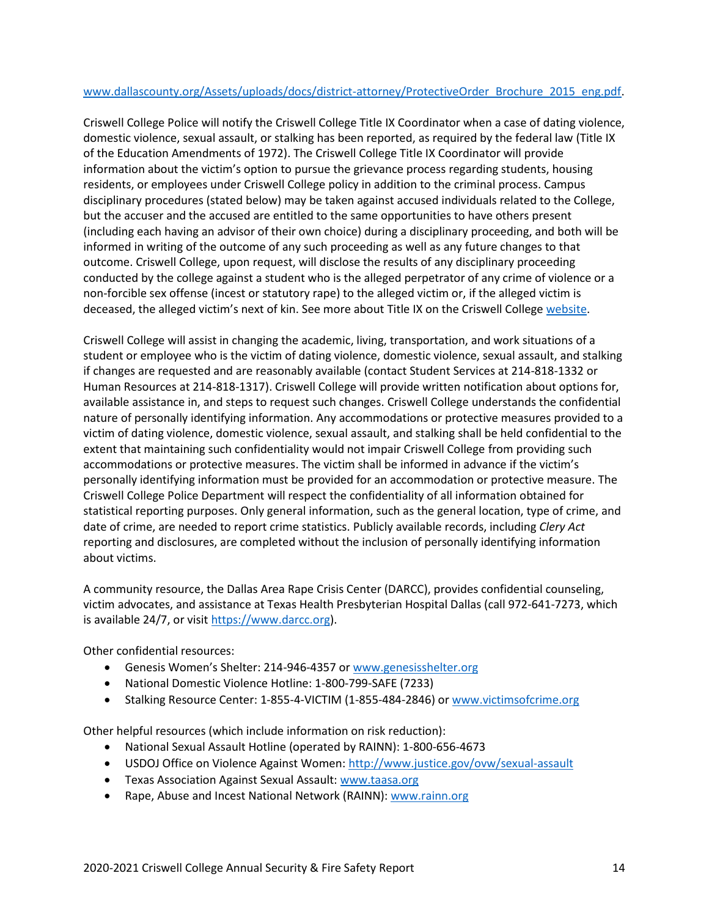www.dallascounty.org/Assets/uploads/docs/district-attorney/ProtectiveOrder_Brochure_2015_eng.pdf.

Criswell College Police will notify the Criswell College Title IX Coordinator when a case of dating violence, domestic violence, sexual assault, or stalking has been reported, as required by the federal law (Title IX of the Education Amendments of 1972). The Criswell College Title IX Coordinator will provide information about the victim's option to pursue the grievance process regarding students, housing residents, or employees under Criswell College policy in addition to the criminal process. Campus disciplinary procedures (stated below) may be taken against accused individuals related to the College, but the accuser and the accused are entitled to the same opportunities to have others present (including each having an advisor of their own choice) during a disciplinary proceeding, and both will be informed in writing of the outcome of any such proceeding as well as any future changes to that outcome. Criswell College, upon request, will disclose the results of any disciplinary proceeding conducted by the college against a student who is the alleged perpetrator of any crime of violence or a non-forcible sex offense (incest or statutory rape) to the alleged victim or, if the alleged victim is deceased, the alleged victim's next of kin. See more about Title IX on the Criswell College website.

Criswell College will assist in changing the academic, living, transportation, and work situations of a student or employee who is the victim of dating violence, domestic violence, sexual assault, and stalking if changes are requested and are reasonably available (contact Student Services at 214-818-1332 or Human Resources at 214-818-1317). Criswell College will provide written notification about options for, available assistance in, and steps to request such changes. Criswell College understands the confidential nature of personally identifying information. Any accommodations or protective measures provided to a victim of dating violence, domestic violence, sexual assault, and stalking shall be held confidential to the extent that maintaining such confidentiality would not impair Criswell College from providing such accommodations or protective measures. The victim shall be informed in advance if the victim's personally identifying information must be provided for an accommodation or protective measure. The Criswell College Police Department will respect the confidentiality of all information obtained for statistical reporting purposes. Only general information, such as the general location, type of crime, and date of crime, are needed to report crime statistics. Publicly available records, including *Clery Act* reporting and disclosures, are completed without the inclusion of personally identifying information about victims.

A community resource, the Dallas Area Rape Crisis Center (DARCC), provides confidential counseling, victim advocates, and assistance at Texas Health Presbyterian Hospital Dallas (call 972-641-7273, which is available 24/7, or visit https://www.darcc.org).

Other confidential resources:

- Genesis Women's Shelter: 214-946-4357 or www.genesisshelter.org
- National Domestic Violence Hotline: 1-800-799-SAFE (7233)
- Stalking Resource Center: 1-855-4-VICTIM (1-855-484-2846) or www.victimsofcrime.org

Other helpful resources (which include information on risk reduction):

- National Sexual Assault Hotline (operated by RAINN): 1-800-656-4673
- USDOJ Office on Violence Against Women: http://www.justice.gov/ovw/sexual-assault
- Texas Association Against Sexual Assault: www.taasa.org
- Rape, Abuse and Incest National Network (RAINN): www.rainn.org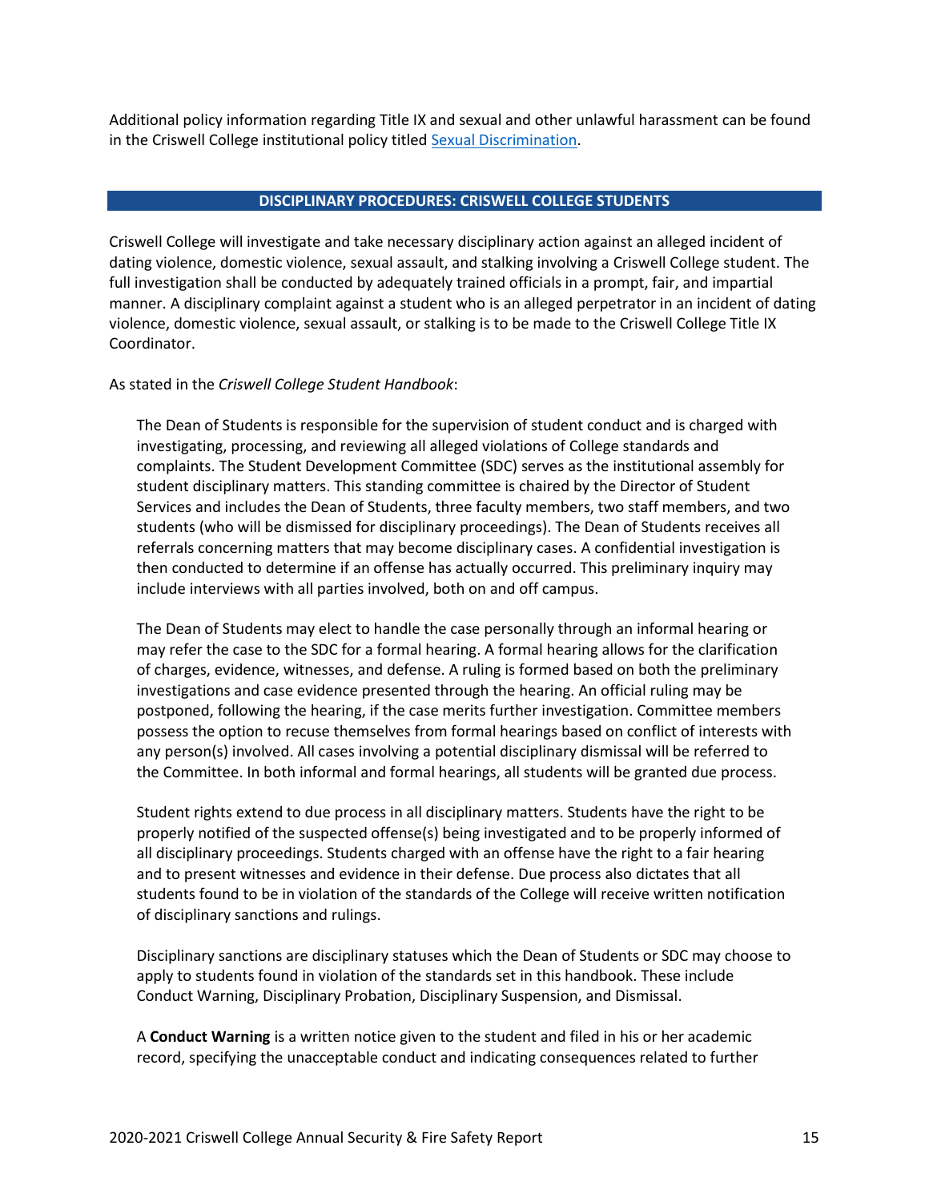Additional policy information regarding Title IX and sexual and other unlawful harassment can be found in the Criswell College institutional policy titled [Sexual Discrimination](#).

## DISCIPLINARY PROCEDURES: CRISWELL COLLEGE STUDENTS

Criswell College will investigate and take necessary disciplinary action against an alleged incident of dating violence, domestic violence, sexual assault, and stalking involving a Criswell College student. The full investigation shall be conducted by adequately trained officials in a prompt, fair, and impartial manner. A disciplinary complaint against a student who is an alleged perpetrator in an incident of dating violence, domestic violence, sexual assault, or stalking is to be made to the Criswell College Title IX Coordinator.

As stated in the *Criswell College Student Handbook*:

> The Dean of Students is responsible for the supervision of student conduct and is charged with investigating, processing, and reviewing all alleged violations of College standards and complaints. The Student Development Committee (SDC) serves as the institutional assembly for student disciplinary matters. This standing committee is chaired by the Director of Student Services and includes the Dean of Students, three faculty members, two staff members, and two students (who will be dismissed for disciplinary proceedings). The Dean of Students receives all referrals concerning matters that may become disciplinary cases. A confidential investigation is then conducted to determine if an offense has actually occurred. This preliminary inquiry may include interviews with all parties involved, both on and off campus.
>
> The Dean of Students may elect to handle the case personally through an informal hearing or may refer the case to the SDC for a formal hearing. A formal hearing allows for the clarification of charges, evidence, witnesses, and defense. A ruling is formed based on both the preliminary investigations and case evidence presented through the hearing. An official ruling may be postponed, following the hearing, if the case merits further investigation. Committee members possess the option to recuse themselves from formal hearings based on conflict of interests with any person(s) involved. All cases involving a potential disciplinary dismissal will be referred to the Committee. In both informal and formal hearings, all students will be granted due process.
>
> Student rights extend to due process in all disciplinary matters. Students have the right to be properly notified of the suspected offense(s) being investigated and to be properly informed of all disciplinary proceedings. Students charged with an offense have the right to a fair hearing and to present witnesses and evidence in their defense. Due process also dictates that all students found to be in violation of the standards of the College will receive written notification of disciplinary sanctions and rulings.
>
> Disciplinary sanctions are disciplinary statuses which the Dean of Students or SDC may choose to apply to students found in violation of the standards set in this handbook. These include Conduct Warning, Disciplinary Probation, Disciplinary Suspension, and Dismissal.
>
> A **Conduct Warning** is a written notice given to the student and filed in his or her academic record, specifying the unacceptable conduct and indicating consequences related to further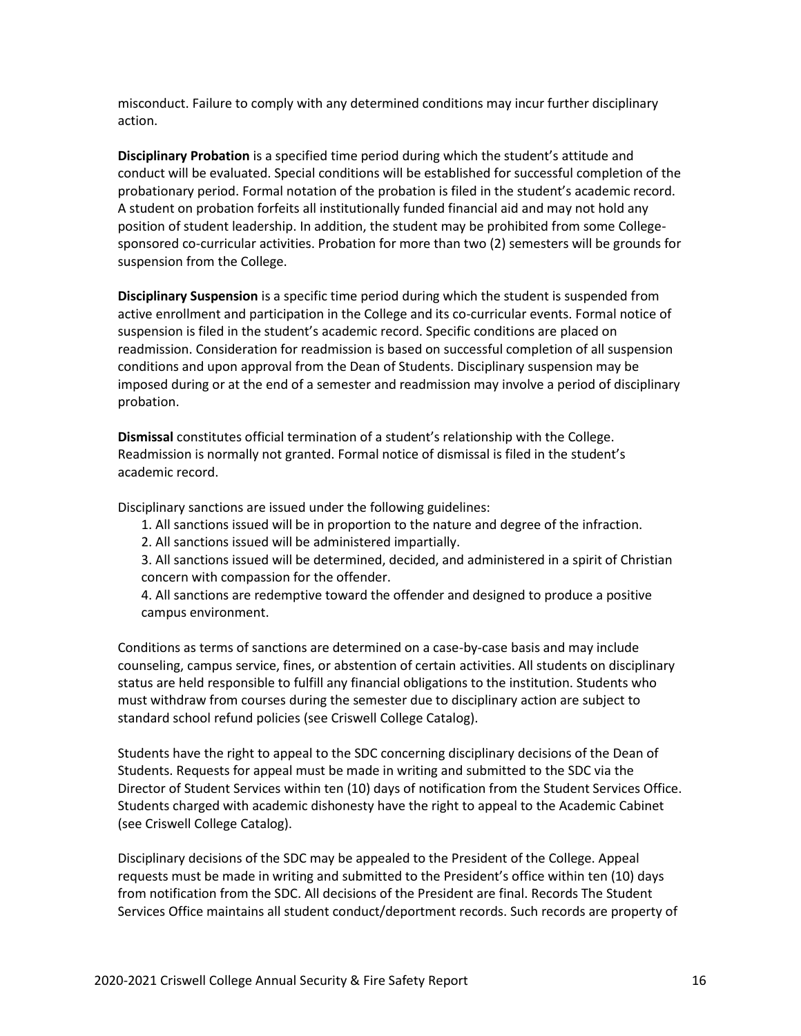misconduct. Failure to comply with any determined conditions may incur further disciplinary action.

**Disciplinary Probation** is a specified time period during which the student's attitude and conduct will be evaluated. Special conditions will be established for successful completion of the probationary period. Formal notation of the probation is filed in the student's academic record. A student on probation forfeits all institutionally funded financial aid and may not hold any position of student leadership. In addition, the student may be prohibited from some College-sponsored co-curricular activities. Probation for more than two (2) semesters will be grounds for suspension from the College.

**Disciplinary Suspension** is a specific time period during which the student is suspended from active enrollment and participation in the College and its co-curricular events. Formal notice of suspension is filed in the student's academic record. Specific conditions are placed on readmission. Consideration for readmission is based on successful completion of all suspension conditions and upon approval from the Dean of Students. Disciplinary suspension may be imposed during or at the end of a semester and readmission may involve a period of disciplinary probation.

**Dismissal** constitutes official termination of a student's relationship with the College. Readmission is normally not granted. Formal notice of dismissal is filed in the student's academic record.

Disciplinary sanctions are issued under the following guidelines:

1. All sanctions issued will be in proportion to the nature and degree of the infraction.
2. All sanctions issued will be administered impartially.
3. All sanctions issued will be determined, decided, and administered in a spirit of Christian concern with compassion for the offender.
4. All sanctions are redemptive toward the offender and designed to produce a positive campus environment.

Conditions as terms of sanctions are determined on a case-by-case basis and may include counseling, campus service, fines, or abstention of certain activities. All students on disciplinary status are held responsible to fulfill any financial obligations to the institution. Students who must withdraw from courses during the semester due to disciplinary action are subject to standard school refund policies (see Criswell College Catalog).

Students have the right to appeal to the SDC concerning disciplinary decisions of the Dean of Students. Requests for appeal must be made in writing and submitted to the SDC via the Director of Student Services within ten (10) days of notification from the Student Services Office. Students charged with academic dishonesty have the right to appeal to the Academic Cabinet (see Criswell College Catalog).

Disciplinary decisions of the SDC may be appealed to the President of the College. Appeal requests must be made in writing and submitted to the President's office within ten (10) days from notification from the SDC. All decisions of the President are final. Records The Student Services Office maintains all student conduct/deportment records. Such records are property of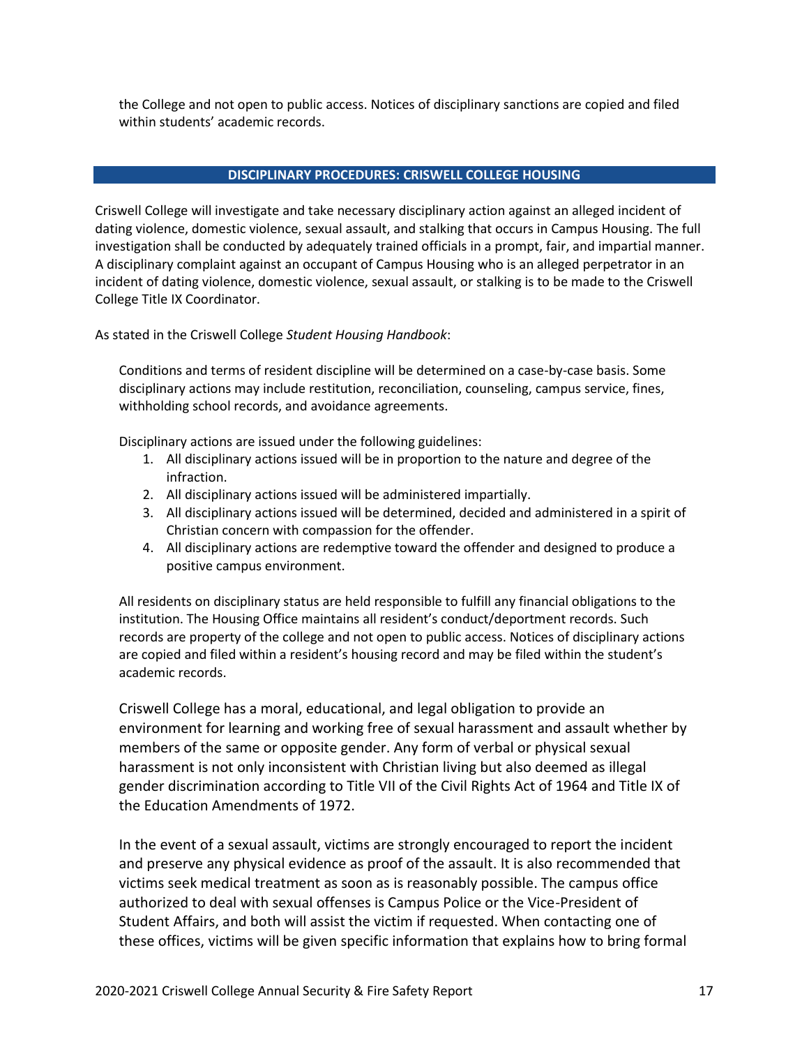the College and not open to public access. Notices of disciplinary sanctions are copied and filed within students' academic records.

## DISCIPLINARY PROCEDURES: CRISWELL COLLEGE HOUSING

Criswell College will investigate and take necessary disciplinary action against an alleged incident of dating violence, domestic violence, sexual assault, and stalking that occurs in Campus Housing. The full investigation shall be conducted by adequately trained officials in a prompt, fair, and impartial manner. A disciplinary complaint against an occupant of Campus Housing who is an alleged perpetrator in an incident of dating violence, domestic violence, sexual assault, or stalking is to be made to the Criswell College Title IX Coordinator.

As stated in the Criswell College *Student Housing Handbook*:

> Conditions and terms of resident discipline will be determined on a case-by-case basis. Some disciplinary actions may include restitution, reconciliation, counseling, campus service, fines, withholding school records, and avoidance agreements.
>
> Disciplinary actions are issued under the following guidelines:
>
> 1. All disciplinary actions issued will be in proportion to the nature and degree of the infraction.
> 2. All disciplinary actions issued will be administered impartially.
> 3. All disciplinary actions issued will be determined, decided and administered in a spirit of Christian concern with compassion for the offender.
> 4. All disciplinary actions are redemptive toward the offender and designed to produce a positive campus environment.
>
> All residents on disciplinary status are held responsible to fulfill any financial obligations to the institution. The Housing Office maintains all resident's conduct/deportment records. Such records are property of the college and not open to public access. Notices of disciplinary actions are copied and filed within a resident's housing record and may be filed within the student's academic records.
>
> Criswell College has a moral, educational, and legal obligation to provide an environment for learning and working free of sexual harassment and assault whether by members of the same or opposite gender. Any form of verbal or physical sexual harassment is not only inconsistent with Christian living but also deemed as illegal gender discrimination according to Title VII of the Civil Rights Act of 1964 and Title IX of the Education Amendments of 1972.
>
> In the event of a sexual assault, victims are strongly encouraged to report the incident and preserve any physical evidence as proof of the assault. It is also recommended that victims seek medical treatment as soon as is reasonably possible. The campus office authorized to deal with sexual offenses is Campus Police or the Vice-President of Student Affairs, and both will assist the victim if requested. When contacting one of these offices, victims will be given specific information that explains how to bring formal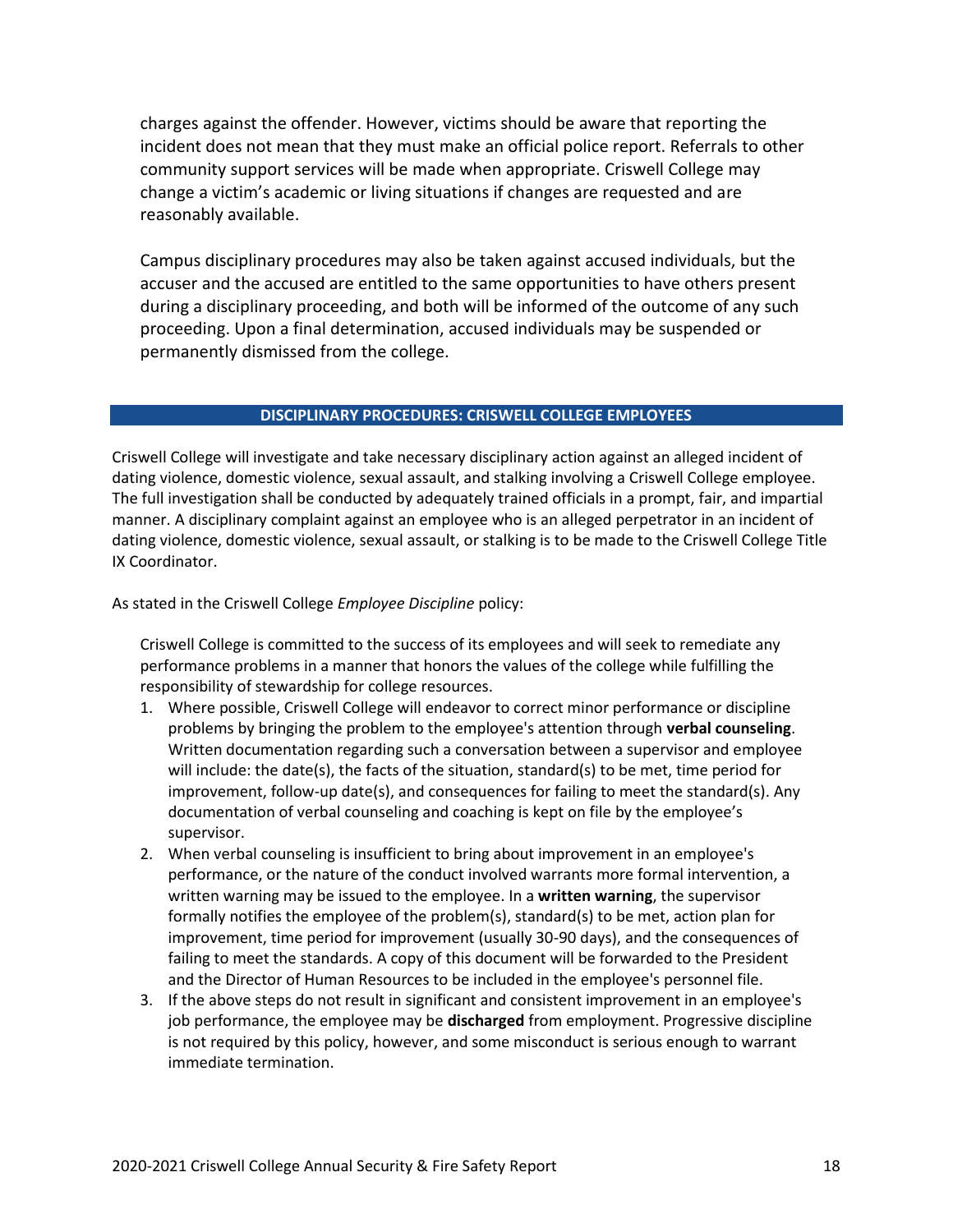charges against the offender. However, victims should be aware that reporting the incident does not mean that they must make an official police report. Referrals to other community support services will be made when appropriate. Criswell College may change a victim's academic or living situations if changes are requested and are reasonably available.

Campus disciplinary procedures may also be taken against accused individuals, but the accuser and the accused are entitled to the same opportunities to have others present during a disciplinary proceeding, and both will be informed of the outcome of any such proceeding. Upon a final determination, accused individuals may be suspended or permanently dismissed from the college.

## DISCIPLINARY PROCEDURES: CRISWELL COLLEGE EMPLOYEES

Criswell College will investigate and take necessary disciplinary action against an alleged incident of dating violence, domestic violence, sexual assault, and stalking involving a Criswell College employee. The full investigation shall be conducted by adequately trained officials in a prompt, fair, and impartial manner. A disciplinary complaint against an employee who is an alleged perpetrator in an incident of dating violence, domestic violence, sexual assault, or stalking is to be made to the Criswell College Title IX Coordinator.

As stated in the Criswell College *Employee Discipline* policy:

> Criswell College is committed to the success of its employees and will seek to remediate any performance problems in a manner that honors the values of the college while fulfilling the responsibility of stewardship for college resources.
>
> 1. Where possible, Criswell College will endeavor to correct minor performance or discipline problems by bringing the problem to the employee's attention through **verbal counseling**. Written documentation regarding such a conversation between a supervisor and employee will include: the date(s), the facts of the situation, standard(s) to be met, time period for improvement, follow-up date(s), and consequences for failing to meet the standard(s). Any documentation of verbal counseling and coaching is kept on file by the employee's supervisor.
> 2. When verbal counseling is insufficient to bring about improvement in an employee's performance, or the nature of the conduct involved warrants more formal intervention, a written warning may be issued to the employee. In a **written warning**, the supervisor formally notifies the employee of the problem(s), standard(s) to be met, action plan for improvement, time period for improvement (usually 30-90 days), and the consequences of failing to meet the standards. A copy of this document will be forwarded to the President and the Director of Human Resources to be included in the employee's personnel file.
> 3. If the above steps do not result in significant and consistent improvement in an employee's job performance, the employee may be **discharged** from employment. Progressive discipline is not required by this policy, however, and some misconduct is serious enough to warrant immediate termination.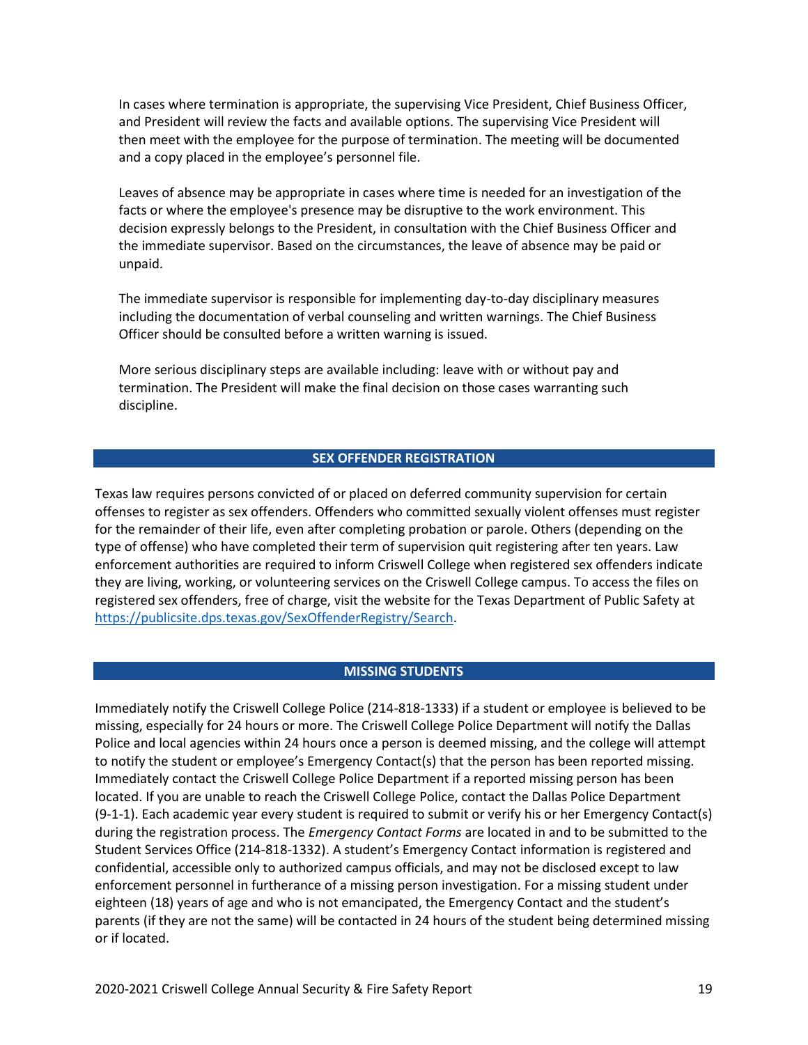In cases where termination is appropriate, the supervising Vice President, Chief Business Officer, and President will review the facts and available options. The supervising Vice President will then meet with the employee for the purpose of termination. The meeting will be documented and a copy placed in the employee's personnel file.

Leaves of absence may be appropriate in cases where time is needed for an investigation of the facts or where the employee's presence may be disruptive to the work environment. This decision expressly belongs to the President, in consultation with the Chief Business Officer and the immediate supervisor. Based on the circumstances, the leave of absence may be paid or unpaid.

The immediate supervisor is responsible for implementing day-to-day disciplinary measures including the documentation of verbal counseling and written warnings. The Chief Business Officer should be consulted before a written warning is issued.

More serious disciplinary steps are available including: leave with or without pay and termination. The President will make the final decision on those cases warranting such discipline.

## SEX OFFENDER REGISTRATION

Texas law requires persons convicted of or placed on deferred community supervision for certain offenses to register as sex offenders. Offenders who committed sexually violent offenses must register for the remainder of their life, even after completing probation or parole. Others (depending on the type of offense) who have completed their term of supervision quit registering after ten years. Law enforcement authorities are required to inform Criswell College when registered sex offenders indicate they are living, working, or volunteering services on the Criswell College campus. To access the files on registered sex offenders, free of charge, visit the website for the Texas Department of Public Safety at https://publicsite.dps.texas.gov/SexOffenderRegistry/Search.

## MISSING STUDENTS

Immediately notify the Criswell College Police (214-818-1333) if a student or employee is believed to be missing, especially for 24 hours or more. The Criswell College Police Department will notify the Dallas Police and local agencies within 24 hours once a person is deemed missing, and the college will attempt to notify the student or employee's Emergency Contact(s) that the person has been reported missing. Immediately contact the Criswell College Police Department if a reported missing person has been located. If you are unable to reach the Criswell College Police, contact the Dallas Police Department (9-1-1). Each academic year every student is required to submit or verify his or her Emergency Contact(s) during the registration process. The *Emergency Contact Forms* are located in and to be submitted to the Student Services Office (214-818-1332). A student's Emergency Contact information is registered and confidential, accessible only to authorized campus officials, and may not be disclosed except to law enforcement personnel in furtherance of a missing person investigation. For a missing student under eighteen (18) years of age and who is not emancipated, the Emergency Contact and the student's parents (if they are not the same) will be contacted in 24 hours of the student being determined missing or if located.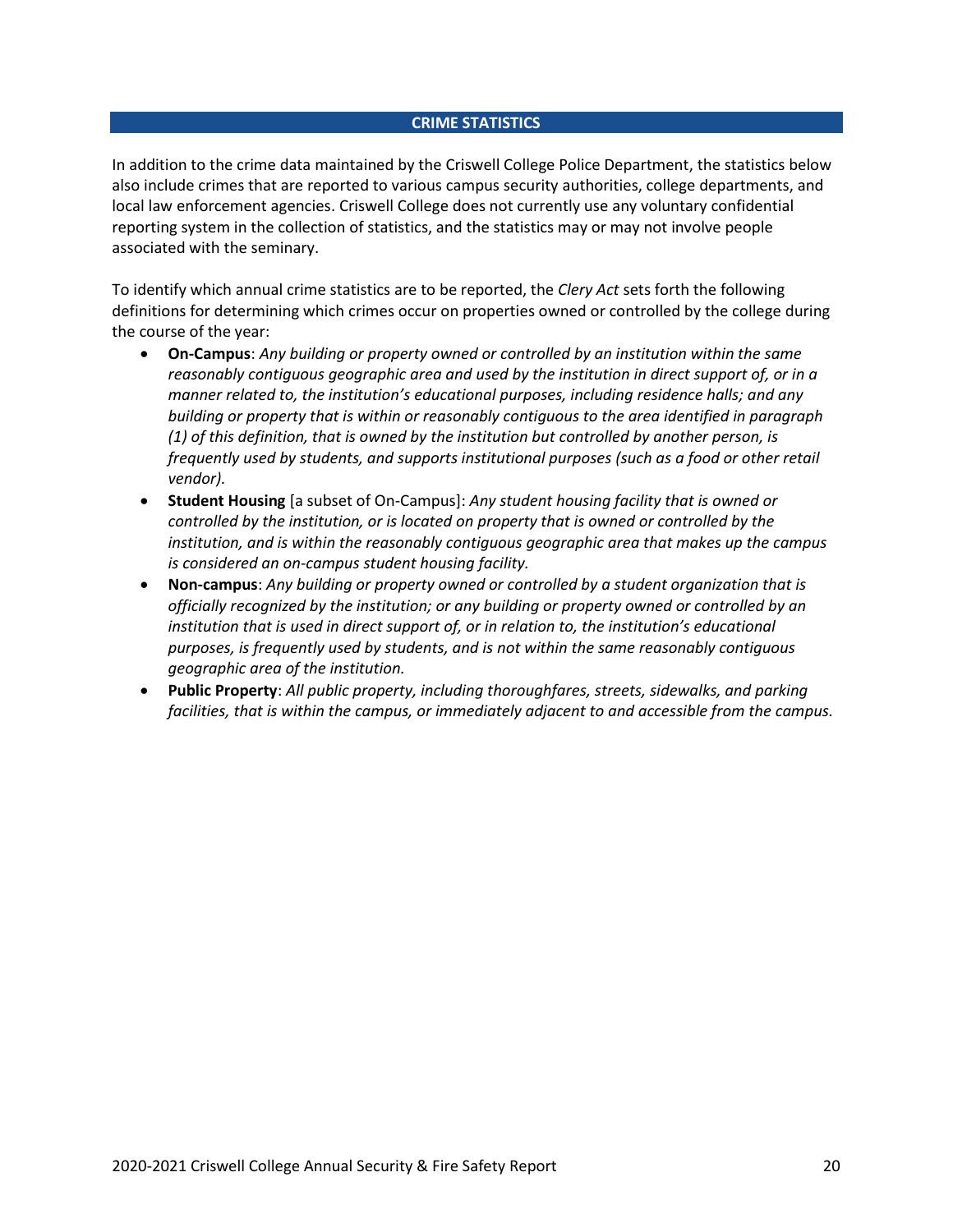## CRIME STATISTICS

In addition to the crime data maintained by the Criswell College Police Department, the statistics below also include crimes that are reported to various campus security authorities, college departments, and local law enforcement agencies. Criswell College does not currently use any voluntary confidential reporting system in the collection of statistics, and the statistics may or may not involve people associated with the seminary.

To identify which annual crime statistics are to be reported, the *Clery Act* sets forth the following definitions for determining which crimes occur on properties owned or controlled by the college during the course of the year:

- **On-Campus**: *Any building or property owned or controlled by an institution within the same reasonably contiguous geographic area and used by the institution in direct support of, or in a manner related to, the institution's educational purposes, including residence halls; and any building or property that is within or reasonably contiguous to the area identified in paragraph (1) of this definition, that is owned by the institution but controlled by another person, is frequently used by students, and supports institutional purposes (such as a food or other retail vendor).*
- **Student Housing** [a subset of On-Campus]: *Any student housing facility that is owned or controlled by the institution, or is located on property that is owned or controlled by the institution, and is within the reasonably contiguous geographic area that makes up the campus is considered an on-campus student housing facility.*
- **Non-campus**: *Any building or property owned or controlled by a student organization that is officially recognized by the institution; or any building or property owned or controlled by an institution that is used in direct support of, or in relation to, the institution's educational purposes, is frequently used by students, and is not within the same reasonably contiguous geographic area of the institution.*
- **Public Property**: *All public property, including thoroughfares, streets, sidewalks, and parking facilities, that is within the campus, or immediately adjacent to and accessible from the campus.*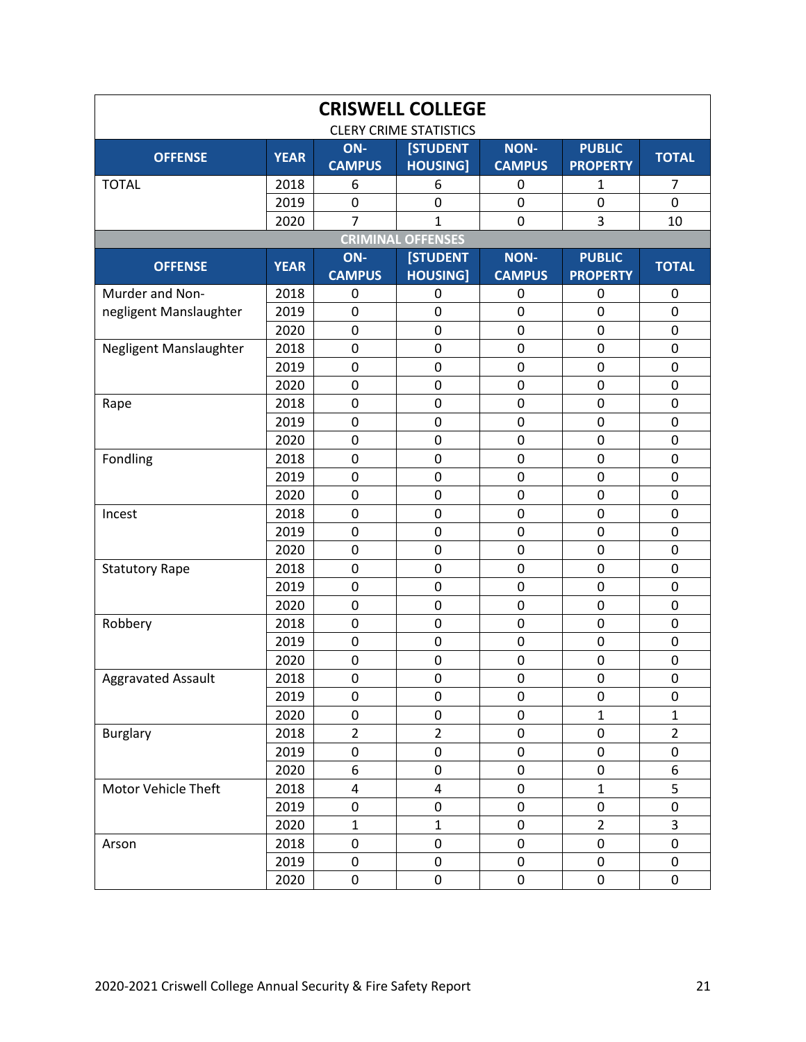# CRISWELL COLLEGE

CLERY CRIME STATISTICS

| OFFENSE | YEAR | ON-CAMPUS | [STUDENT HOUSING] | NON-CAMPUS | PUBLIC PROPERTY | TOTAL |
|---|---|---|---|---|---|---|
| TOTAL | 2018 | 6 | 6 | 0 | 1 | 7 |
| | 2019 | 0 | 0 | 0 | 0 | 0 |
| | 2020 | 7 | 1 | 0 | 3 | 10 |

**CRIMINAL OFFENSES**

| OFFENSE | YEAR | ON-CAMPUS | [STUDENT HOUSING] | NON-CAMPUS | PUBLIC PROPERTY | TOTAL |
|---|---|---|---|---|---|---|
| Murder and Non-negligent Manslaughter | 2018 | 0 | 0 | 0 | 0 | 0 |
| | 2019 | 0 | 0 | 0 | 0 | 0 |
| | 2020 | 0 | 0 | 0 | 0 | 0 |
| Negligent Manslaughter | 2018 | 0 | 0 | 0 | 0 | 0 |
| | 2019 | 0 | 0 | 0 | 0 | 0 |
| | 2020 | 0 | 0 | 0 | 0 | 0 |
| Rape | 2018 | 0 | 0 | 0 | 0 | 0 |
| | 2019 | 0 | 0 | 0 | 0 | 0 |
| | 2020 | 0 | 0 | 0 | 0 | 0 |
| Fondling | 2018 | 0 | 0 | 0 | 0 | 0 |
| | 2019 | 0 | 0 | 0 | 0 | 0 |
| | 2020 | 0 | 0 | 0 | 0 | 0 |
| Incest | 2018 | 0 | 0 | 0 | 0 | 0 |
| | 2019 | 0 | 0 | 0 | 0 | 0 |
| | 2020 | 0 | 0 | 0 | 0 | 0 |
| Statutory Rape | 2018 | 0 | 0 | 0 | 0 | 0 |
| | 2019 | 0 | 0 | 0 | 0 | 0 |
| | 2020 | 0 | 0 | 0 | 0 | 0 |
| Robbery | 2018 | 0 | 0 | 0 | 0 | 0 |
| | 2019 | 0 | 0 | 0 | 0 | 0 |
| | 2020 | 0 | 0 | 0 | 0 | 0 |
| Aggravated Assault | 2018 | 0 | 0 | 0 | 0 | 0 |
| | 2019 | 0 | 0 | 0 | 0 | 0 |
| | 2020 | 0 | 0 | 0 | 1 | 1 |
| Burglary | 2018 | 2 | 2 | 0 | 0 | 2 |
| | 2019 | 0 | 0 | 0 | 0 | 0 |
| | 2020 | 6 | 0 | 0 | 0 | 6 |
| Motor Vehicle Theft | 2018 | 4 | 4 | 0 | 1 | 5 |
| | 2019 | 0 | 0 | 0 | 0 | 0 |
| | 2020 | 1 | 1 | 0 | 2 | 3 |
| Arson | 2018 | 0 | 0 | 0 | 0 | 0 |
| | 2019 | 0 | 0 | 0 | 0 | 0 |
| | 2020 | 0 | 0 | 0 | 0 | 0 |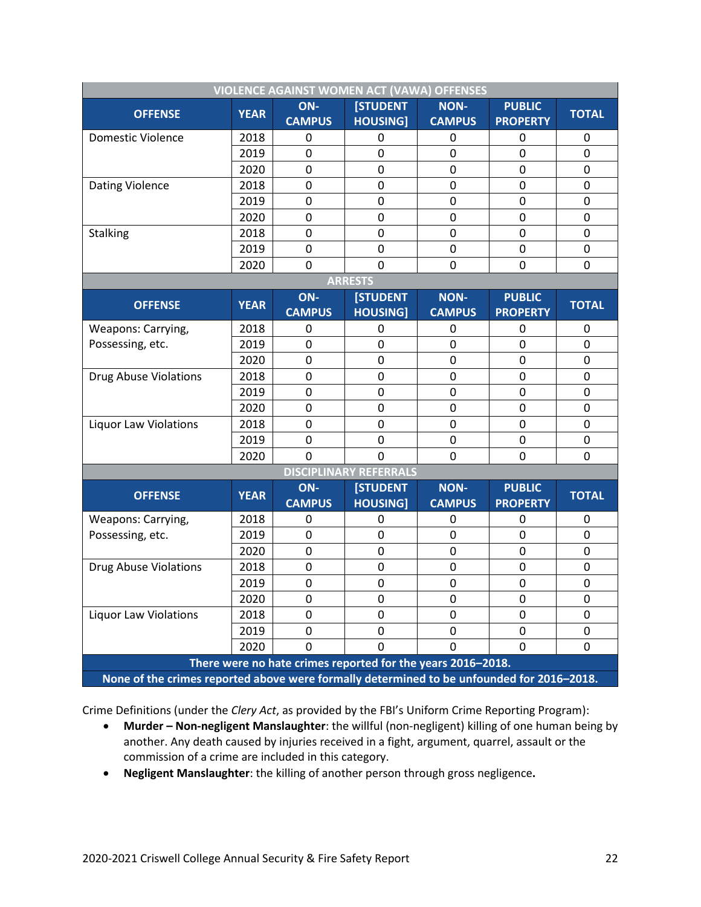| VIOLENCE AGAINST WOMEN ACT (VAWA) OFFENSES | | | | | | |
|---|---|---|---|---|---|---|
| **OFFENSE** | **YEAR** | **ON-CAMPUS** | **[STUDENT HOUSING]** | **NON-CAMPUS** | **PUBLIC PROPERTY** | **TOTAL** |
| Domestic Violence | 2018 | 0 | 0 | 0 | 0 | 0 |
| | 2019 | 0 | 0 | 0 | 0 | 0 |
| | 2020 | 0 | 0 | 0 | 0 | 0 |
| Dating Violence | 2018 | 0 | 0 | 0 | 0 | 0 |
| | 2019 | 0 | 0 | 0 | 0 | 0 |
| | 2020 | 0 | 0 | 0 | 0 | 0 |
| Stalking | 2018 | 0 | 0 | 0 | 0 | 0 |
| | 2019 | 0 | 0 | 0 | 0 | 0 |
| | 2020 | 0 | 0 | 0 | 0 | 0 |
| **ARRESTS** | | | | | | |
| **OFFENSE** | **YEAR** | **ON-CAMPUS** | **[STUDENT HOUSING]** | **NON-CAMPUS** | **PUBLIC PROPERTY** | **TOTAL** |
| Weapons: Carrying, Possessing, etc. | 2018 | 0 | 0 | 0 | 0 | 0 |
| | 2019 | 0 | 0 | 0 | 0 | 0 |
| | 2020 | 0 | 0 | 0 | 0 | 0 |
| Drug Abuse Violations | 2018 | 0 | 0 | 0 | 0 | 0 |
| | 2019 | 0 | 0 | 0 | 0 | 0 |
| | 2020 | 0 | 0 | 0 | 0 | 0 |
| Liquor Law Violations | 2018 | 0 | 0 | 0 | 0 | 0 |
| | 2019 | 0 | 0 | 0 | 0 | 0 |
| | 2020 | 0 | 0 | 0 | 0 | 0 |
| **DISCIPLINARY REFERRALS** | | | | | | |
| **OFFENSE** | **YEAR** | **ON-CAMPUS** | **[STUDENT HOUSING]** | **NON-CAMPUS** | **PUBLIC PROPERTY** | **TOTAL** |
| Weapons: Carrying, Possessing, etc. | 2018 | 0 | 0 | 0 | 0 | 0 |
| | 2019 | 0 | 0 | 0 | 0 | 0 |
| | 2020 | 0 | 0 | 0 | 0 | 0 |
| Drug Abuse Violations | 2018 | 0 | 0 | 0 | 0 | 0 |
| | 2019 | 0 | 0 | 0 | 0 | 0 |
| | 2020 | 0 | 0 | 0 | 0 | 0 |
| Liquor Law Violations | 2018 | 0 | 0 | 0 | 0 | 0 |
| | 2019 | 0 | 0 | 0 | 0 | 0 |
| | 2020 | 0 | 0 | 0 | 0 | 0 |
| **There were no hate crimes reported for the years 2016–2018.** | | | | | | |
| **None of the crimes reported above were formally determined to be unfounded for 2016–2018.** | | | | | | |

Crime Definitions (under the *Clery Act*, as provided by the FBI's Uniform Crime Reporting Program):

- **Murder – Non-negligent Manslaughter**: the willful (non-negligent) killing of one human being by another. Any death caused by injuries received in a fight, argument, quarrel, assault or the commission of a crime are included in this category.
- **Negligent Manslaughter**: the killing of another person through gross negligence**.**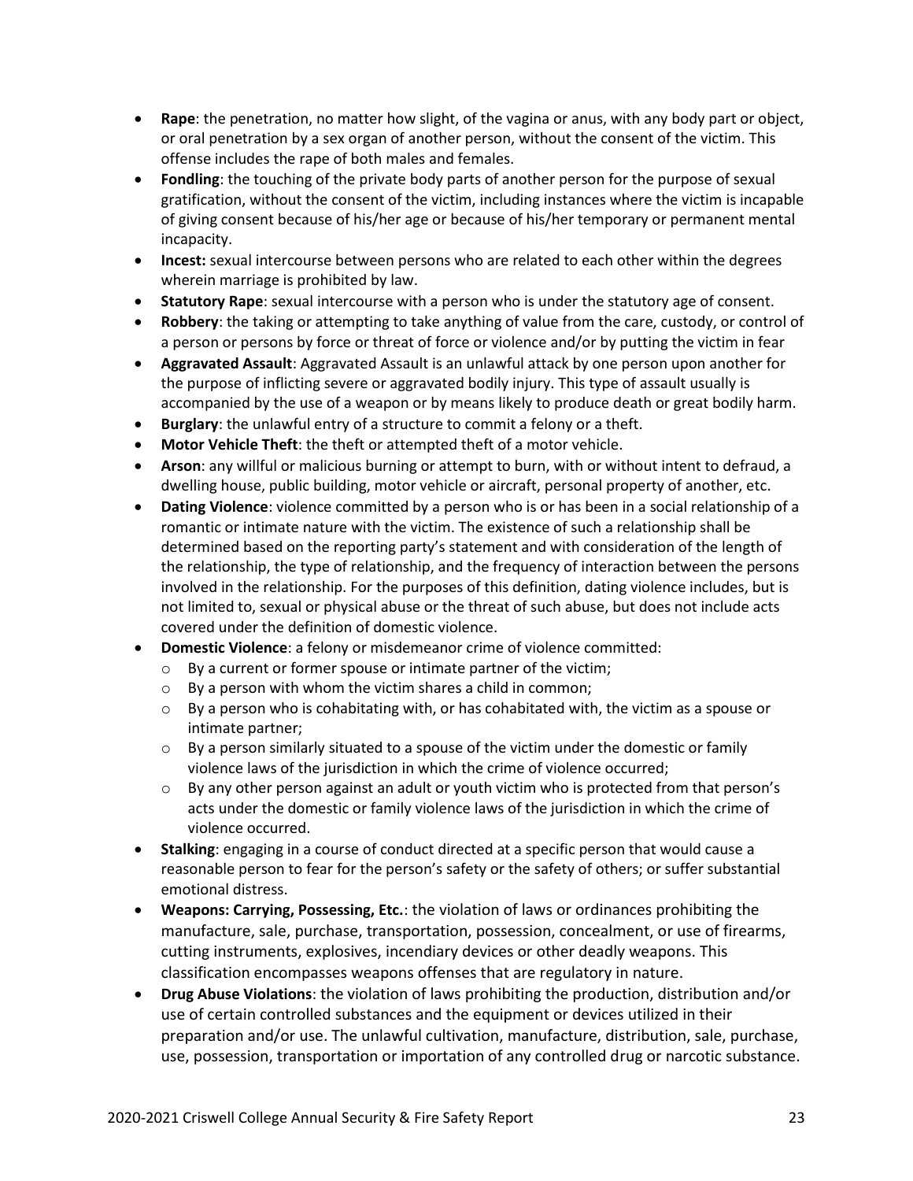- **Rape**: the penetration, no matter how slight, of the vagina or anus, with any body part or object, or oral penetration by a sex organ of another person, without the consent of the victim. This offense includes the rape of both males and females.
- **Fondling**: the touching of the private body parts of another person for the purpose of sexual gratification, without the consent of the victim, including instances where the victim is incapable of giving consent because of his/her age or because of his/her temporary or permanent mental incapacity.
- **Incest:** sexual intercourse between persons who are related to each other within the degrees wherein marriage is prohibited by law.
- **Statutory Rape**: sexual intercourse with a person who is under the statutory age of consent.
- **Robbery**: the taking or attempting to take anything of value from the care, custody, or control of a person or persons by force or threat of force or violence and/or by putting the victim in fear
- **Aggravated Assault**: Aggravated Assault is an unlawful attack by one person upon another for the purpose of inflicting severe or aggravated bodily injury. This type of assault usually is accompanied by the use of a weapon or by means likely to produce death or great bodily harm.
- **Burglary**: the unlawful entry of a structure to commit a felony or a theft.
- **Motor Vehicle Theft**: the theft or attempted theft of a motor vehicle.
- **Arson**: any willful or malicious burning or attempt to burn, with or without intent to defraud, a dwelling house, public building, motor vehicle or aircraft, personal property of another, etc.
- **Dating Violence**: violence committed by a person who is or has been in a social relationship of a romantic or intimate nature with the victim. The existence of such a relationship shall be determined based on the reporting party's statement and with consideration of the length of the relationship, the type of relationship, and the frequency of interaction between the persons involved in the relationship. For the purposes of this definition, dating violence includes, but is not limited to, sexual or physical abuse or the threat of such abuse, but does not include acts covered under the definition of domestic violence.
- **Domestic Violence**: a felony or misdemeanor crime of violence committed:
  - By a current or former spouse or intimate partner of the victim;
  - By a person with whom the victim shares a child in common;
  - By a person who is cohabitating with, or has cohabitated with, the victim as a spouse or intimate partner;
  - By a person similarly situated to a spouse of the victim under the domestic or family violence laws of the jurisdiction in which the crime of violence occurred;
  - By any other person against an adult or youth victim who is protected from that person's acts under the domestic or family violence laws of the jurisdiction in which the crime of violence occurred.
- **Stalking**: engaging in a course of conduct directed at a specific person that would cause a reasonable person to fear for the person's safety or the safety of others; or suffer substantial emotional distress.
- **Weapons: Carrying, Possessing, Etc.**: the violation of laws or ordinances prohibiting the manufacture, sale, purchase, transportation, possession, concealment, or use of firearms, cutting instruments, explosives, incendiary devices or other deadly weapons. This classification encompasses weapons offenses that are regulatory in nature.
- **Drug Abuse Violations**: the violation of laws prohibiting the production, distribution and/or use of certain controlled substances and the equipment or devices utilized in their preparation and/or use. The unlawful cultivation, manufacture, distribution, sale, purchase, use, possession, transportation or importation of any controlled drug or narcotic substance.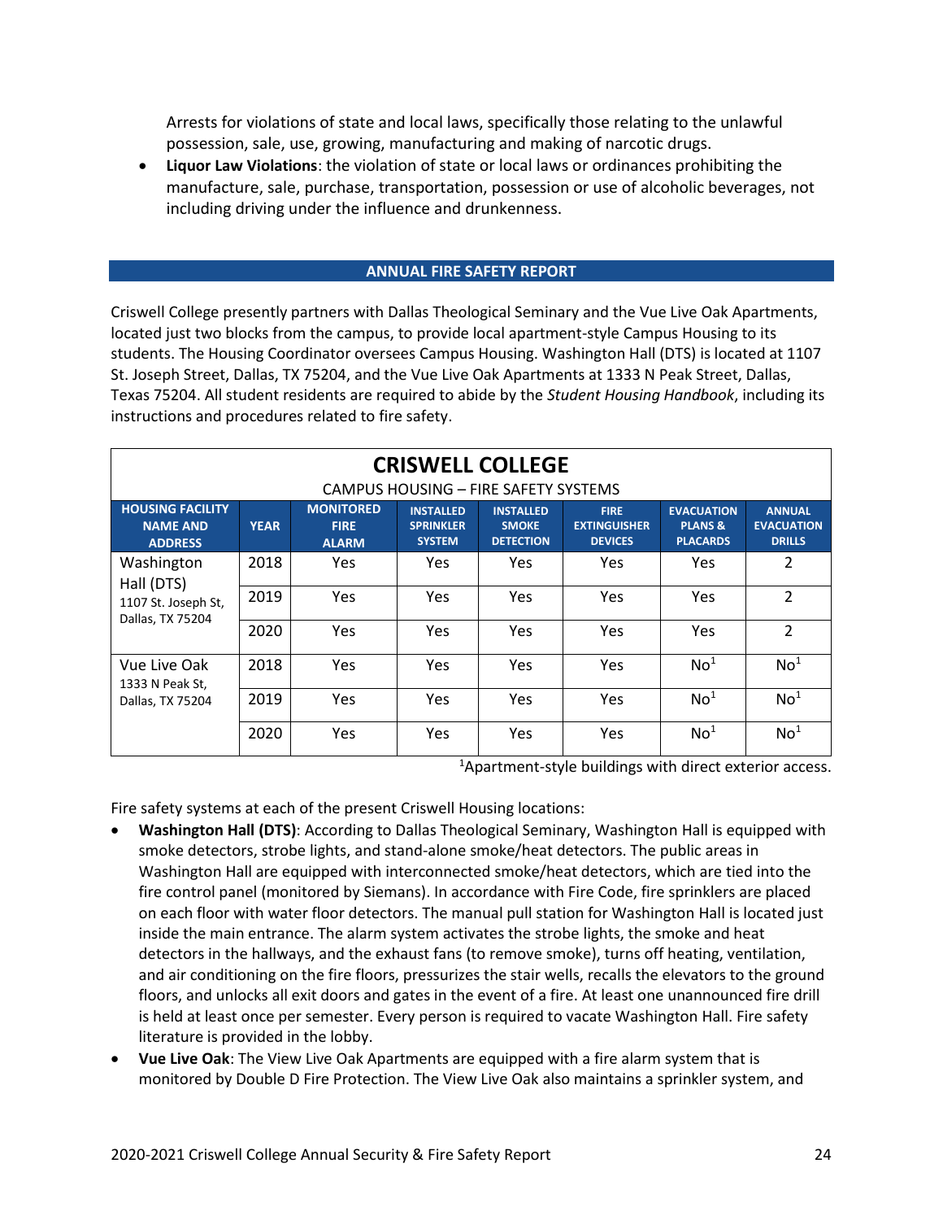Arrests for violations of state and local laws, specifically those relating to the unlawful possession, sale, use, growing, manufacturing and making of narcotic drugs.

- **Liquor Law Violations**: the violation of state or local laws or ordinances prohibiting the manufacture, sale, purchase, transportation, possession or use of alcoholic beverages, not including driving under the influence and drunkenness.

## ANNUAL FIRE SAFETY REPORT

Criswell College presently partners with Dallas Theological Seminary and the Vue Live Oak Apartments, located just two blocks from the campus, to provide local apartment-style Campus Housing to its students. The Housing Coordinator oversees Campus Housing. Washington Hall (DTS) is located at 1107 St. Joseph Street, Dallas, TX 75204, and the Vue Live Oak Apartments at 1333 N Peak Street, Dallas, Texas 75204. All student residents are required to abide by the *Student Housing Handbook*, including its instructions and procedures related to fire safety.

**CRISWELL COLLEGE**

CAMPUS HOUSING – FIRE SAFETY SYSTEMS

| HOUSING FACILITY NAME AND ADDRESS | YEAR | MONITORED FIRE ALARM | INSTALLED SPRINKLER SYSTEM | INSTALLED SMOKE DETECTION | FIRE EXTINGUISHER DEVICES | EVACUATION PLANS & PLACARDS | ANNUAL EVACUATION DRILLS |
|---|---|---|---|---|---|---|---|
| Washington Hall (DTS) 1107 St. Joseph St, Dallas, TX 75204 | 2018 | Yes | Yes | Yes | Yes | Yes | 2 |
| | 2019 | Yes | Yes | Yes | Yes | Yes | 2 |
| | 2020 | Yes | Yes | Yes | Yes | Yes | 2 |
| Vue Live Oak 1333 N Peak St, Dallas, TX 75204 | 2018 | Yes | Yes | Yes | Yes | No[1] | No[1] |
| | 2019 | Yes | Yes | Yes | Yes | No[1] | No[1] |
| | 2020 | Yes | Yes | Yes | Yes | No[1] | No[1] |

[1]Apartment-style buildings with direct exterior access.

Fire safety systems at each of the present Criswell Housing locations:

- **Washington Hall (DTS)**: According to Dallas Theological Seminary, Washington Hall is equipped with smoke detectors, strobe lights, and stand-alone smoke/heat detectors. The public areas in Washington Hall are equipped with interconnected smoke/heat detectors, which are tied into the fire control panel (monitored by Siemans). In accordance with Fire Code, fire sprinklers are placed on each floor with water floor detectors. The manual pull station for Washington Hall is located just inside the main entrance. The alarm system activates the strobe lights, the smoke and heat detectors in the hallways, and the exhaust fans (to remove smoke), turns off heating, ventilation, and air conditioning on the fire floors, pressurizes the stair wells, recalls the elevators to the ground floors, and unlocks all exit doors and gates in the event of a fire. At least one unannounced fire drill is held at least once per semester. Every person is required to vacate Washington Hall. Fire safety literature is provided in the lobby.
- **Vue Live Oak**: The View Live Oak Apartments are equipped with a fire alarm system that is monitored by Double D Fire Protection. The View Live Oak also maintains a sprinkler system, and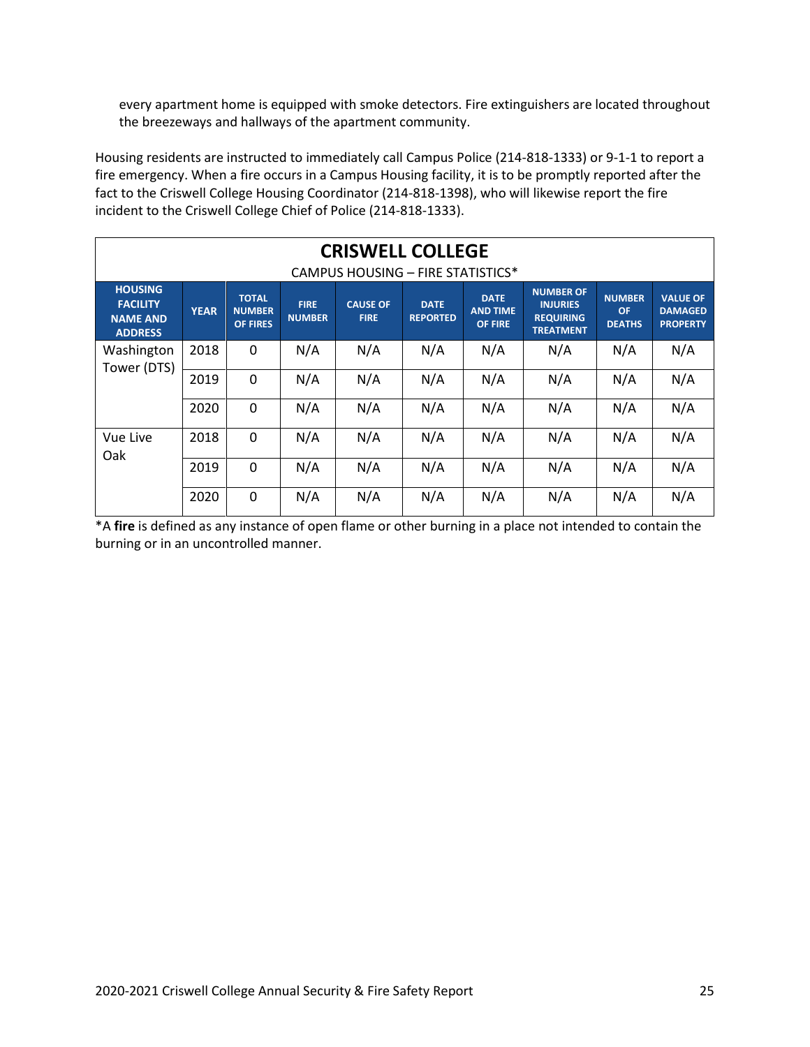every apartment home is equipped with smoke detectors. Fire extinguishers are located throughout the breezeways and hallways of the apartment community.

Housing residents are instructed to immediately call Campus Police (214-818-1333) or 9-1-1 to report a fire emergency. When a fire occurs in a Campus Housing facility, it is to be promptly reported after the fact to the Criswell College Housing Coordinator (214-818-1398), who will likewise report the fire incident to the Criswell College Chief of Police (214-818-1333).

**CRISWELL COLLEGE**

CAMPUS HOUSING – FIRE STATISTICS*

| HOUSING FACILITY NAME AND ADDRESS | YEAR | TOTAL NUMBER OF FIRES | FIRE NUMBER | CAUSE OF FIRE | DATE REPORTED | DATE AND TIME OF FIRE | NUMBER OF INJURIES REQUIRING TREATMENT | NUMBER OF DEATHS | VALUE OF DAMAGED PROPERTY |
|---|---|---|---|---|---|---|---|---|---|
| Washington Tower (DTS) | 2018 | 0 | N/A | N/A | N/A | N/A | N/A | N/A | N/A |
| | 2019 | 0 | N/A | N/A | N/A | N/A | N/A | N/A | N/A |
| | 2020 | 0 | N/A | N/A | N/A | N/A | N/A | N/A | N/A |
| Vue Live Oak | 2018 | 0 | N/A | N/A | N/A | N/A | N/A | N/A | N/A |
| | 2019 | 0 | N/A | N/A | N/A | N/A | N/A | N/A | N/A |
| | 2020 | 0 | N/A | N/A | N/A | N/A | N/A | N/A | N/A |

*A **fire** is defined as any instance of open flame or other burning in a place not intended to contain the burning or in an uncontrolled manner.